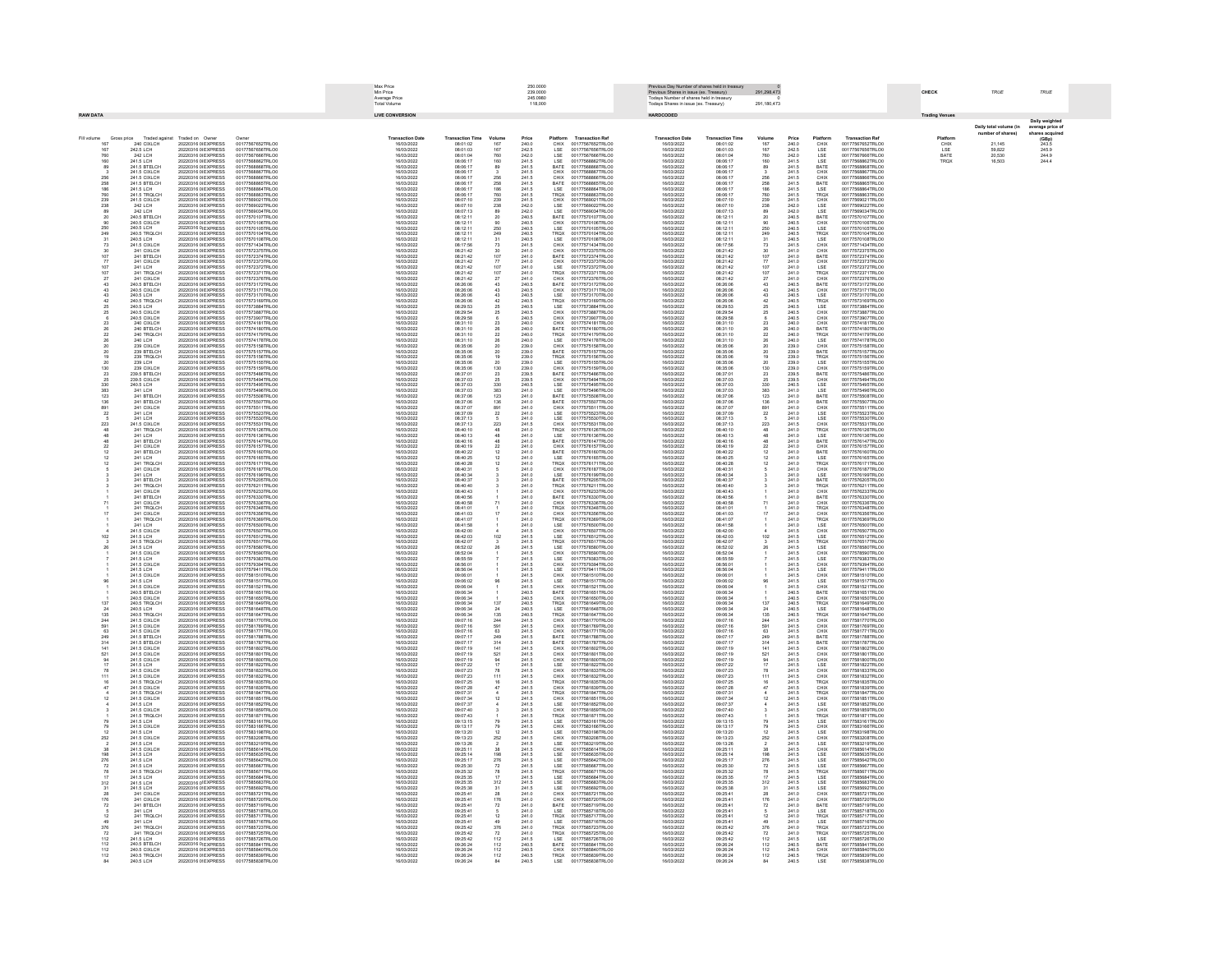| | |
|---|---|
| Max Price | 250.0000 |
| Min Price | 239.0000 |
| Average Price | 245.0980 |
| Total Volume | 118,000 |

| HARDCODED | |
|---|---|
| Previous Day Number of shares held in treasury | 0 |
| Previous Shares in issue (ex. Treasury) | 291,298,473 |
| Todays Number of shares held in treasury | 0 |
| Todays Shares in issue (ex. Treasury) | 291,180,473 |

| CHECK | TRUE | TRUE |
|---|---|---|

## Trading Venues

| Platform | Daily total volume (in number of shares) | Daily weighted average price of shares acquired (GBp) |
|---|---|---|
| CHIX | 21,145 | 243.5 |
| LSE | 59,822 | 245.9 |
| BATE | 20,530 | 244.9 |
| TRQX | 16,503 | 244.4 |

## RAW DATA

| Fill volume | Gross price | Traded against | Traded on | Owner | Owner |
|---|---|---|---|---|---|
| 167 | 240 | CXLCH | 20220316 0 | EXPRESS | 00177567652TRLO0 |
| 167 | 242.5 | LCH | 20220316 0 | EXPRESS | 00177567658TRLO0 |
| 760 | 242 | LCH | 20220316 0 | EXPRESS | 00177567666TRLO0 |
| 160 | 241.5 | LCH | 20220316 0 | EXPRESS | 00177568862TRLO0 |
| 89 | 241.5 | BTELCH | 20220316 0 | EXPRESS | 00177568868TRLO0 |
| 3 | 241.5 | CXLCH | 20220316 0 | EXPRESS | 00177568867TRLO0 |
| 256 | 241.5 | CXLCH | 20220316 0 | EXPRESS | 00177568866TRLO0 |
| 258 | 241.5 | BTELCH | 20220316 0 | EXPRESS | 00177568865TRLO0 |
| 186 | 241.5 | LCH | 20220316 0 | EXPRESS | 00177568864TRLO0 |
| 760 | 241.5 | TRQLCH | 20220316 0 | EXPRESS | 00177568863TRLO0 |
| 239 | 241.5 | CXLCH | 20220316 0 | EXPRESS | 00177569021TRLO0 |
| 238 | 242 | LCH | 20220316 0 | EXPRESS | 00177569022TRLO0 |
| 89 | 242 | LCH | 20220316 0 | EXPRESS | 00177569034TRLO0 |
| 20 | 240.5 | BTELCH | 20220316 0 | EXPRESS | 00177570107TRLO0 |
| 90 | 240.5 | CXLCH | 20220316 0 | EXPRESS | 00177570106TRLO0 |
| 250 | 240.5 | LCH | 20220316 0 | EXPRESS | 00177570105TRLO0 |
| 249 | 240.5 | TRQLCH | 20220316 0 | EXPRESS | 00177570104TRLO0 |
| 31 | 240.5 | LCH | 20220316 0 | EXPRESS | 00177570108TRLO0 |
| 73 | 241.5 | CXLCH | 20220316 0 | EXPRESS | 00177571434TRLO0 |
| 30 | 241 | CXLCH | 20220316 0 | EXPRESS | 00177572375TRLO0 |
| 107 | 241 | BTELCH | 20220316 0 | EXPRESS | 00177572374TRLO0 |
| 77 | 241 | CXLCH | 20220316 0 | EXPRESS | 00177572373TRLO0 |
| 107 | 241 | LCH | 20220316 0 | EXPRESS | 00177572372TRLO0 |
| 107 | 241 | TRQLCH | 20220316 0 | EXPRESS | 00177572371TRLO0 |
| 27 | 241 | CXLCH | 20220316 0 | EXPRESS | 00177572376TRLO0 |
| 43 | 240.5 | BTELCH | 20220316 0 | EXPRESS | 00177573172TRLO0 |
| 43 | 240.5 | CXLCH | 20220316 0 | EXPRESS | 00177573171TRLO0 |
| 43 | 240.5 | LCH | 20220316 0 | EXPRESS | 00177573170TRLO0 |
| 42 | 240.5 | TRQLCH | 20220316 0 | EXPRESS | 00177573169TRLO0 |
| 25 | 240.5 | LCH | 20220316 0 | EXPRESS | 00177573884TRLO0 |
| 25 | 240.5 | CXLCH | 20220316 0 | EXPRESS | 00177573887TRLO0 |
| 6 | 240.5 | CXLCH | 20220316 0 | EXPRESS | 00177573907TRLO0 |
| 23 | 240 | CXLCH | 20220316 0 | EXPRESS | 00177574181TRLO0 |
| 26 | 240 | BTELCH | 20220316 0 | EXPRESS | 00177574180TRLO0 |
| 22 | 240 | TRQLCH | 20220316 0 | EXPRESS | 00177574179TRLO0 |
| 26 | 240 | LCH | 20220316 0 | EXPRESS | 00177574178TRLO0 |
| 20 | 239 | CXLCH | 20220316 0 | EXPRESS | 00177575158TRLO0 |
| 20 | 239 | BTELCH | 20220316 0 | EXPRESS | 00177575157TRLO0 |
| 19 | 239 | TRQLCH | 20220316 0 | EXPRESS | 00177575156TRLO0 |
| 20 | 239 | LCH | 20220316 0 | EXPRESS | 00177575155TRLO0 |
| 130 | 239 | CXLCH | 20220316 0 | EXPRESS | 00177575159TRLO0 |
| 23 | 239.5 | BTELCH | 20220316 0 | EXPRESS | 00177575486TRLO0 |
| 25 | 239.5 | CXLCH | 20220316 0 | EXPRESS | 00177575494TRLO0 |
| 330 | 240.5 | LCH | 20220316 0 | EXPRESS | 00177575495TRLO0 |
| 383 | 241 | LCH | 20220316 0 | EXPRESS | 00177575496TRLO0 |
| 123 | 241 | BTELCH | 20220316 0 | EXPRESS | 00177575508TRLO0 |
| 136 | 241 | BTELCH | 20220316 0 | EXPRESS | 00177575507TRLO0 |
| 891 | 241 | CXLCH | 20220316 0 | EXPRESS | 00177575511TRLO0 |
| 22 | 241 | LCH | 20220316 0 | EXPRESS | 00177575523TRLO0 |
| 5 | 241 | LCH | 20220316 0 | EXPRESS | 00177575530TRLO0 |
| 223 | 241.5 | CXLCH | 20220316 0 | EXPRESS | 00177575531TRLO0 |
| 48 | 241 | TRQLCH | 20220316 0 | EXPRESS | 00177576126TRLO0 |
| 48 | 241 | LCH | 20220316 0 | EXPRESS | 00177576136TRLO0 |
| 48 | 241 | BTELCH | 20220316 0 | EXPRESS | 00177576147TRLO0 |
| 22 | 241 | CXLCH | 20220316 0 | EXPRESS | 00177576157TRLO0 |
| 12 | 241 | BTELCH | 20220316 0 | EXPRESS | 00177576160TRLO0 |
| 12 | 241 | LCH | 20220316 0 | EXPRESS | 00177576165TRLO0 |
| 12 | 241 | TRQLCH | 20220316 0 | EXPRESS | 00177576171TRLO0 |
| 5 | 241 | CXLCH | 20220316 0 | EXPRESS | 00177576187TRLO0 |
| 3 | 241 | LCH | 20220316 0 | EXPRESS | 00177576199TRLO0 |
| 3 | 241 | BTELCH | 20220316 0 | EXPRESS | 00177576205TRLO0 |
| 3 | 241 | TRQLCH | 20220316 0 | EXPRESS | 00177576211TRLO0 |
| 1 | 241 | CXLCH | 20220316 0 | EXPRESS | 00177576233TRLO0 |
| 1 | 241 | BTELCH | 20220316 0 | EXPRESS | 00177576330TRLO0 |
| 71 | 241 | CXLCH | 20220316 0 | EXPRESS | 00177576336TRLO0 |
| 1 | 241 | TRQLCH | 20220316 0 | EXPRESS | 00177576348TRLO0 |
| 17 | 241 | CXLCH | 20220316 0 | EXPRESS | 00177576356TRLO0 |
| 1 | 241 | TRQLCH | 20220316 0 | EXPRESS | 00177576369TRLO0 |
| 1 | 241 | LCH | 20220316 0 | EXPRESS | 00177576500TRLO0 |
| 4 | 241.5 | CXLCH | 20220316 0 | EXPRESS | 00177576507TRLO0 |
| 102 | 241.5 | LCH | 20220316 0 | EXPRESS | 00177576512TRLO0 |
| 3 | 241.5 | TRQLCH | 20220316 0 | EXPRESS | 00177576517TRLO0 |
| 26 | 241.5 | LCH | 20220316 0 | EXPRESS | 00177578580TRLO0 |
| 1 | 241.5 | CXLCH | 20220316 0 | EXPRESS | 00177578590TRLO0 |
| 7 | 241.5 | LCH | 20220316 0 | EXPRESS | 00177579383TRLO0 |
| 1 | 241.5 | CXLCH | 20220316 0 | EXPRESS | 00177579394TRLO0 |
| 1 | 241.5 | LCH | 20220316 0 | EXPRESS | 00177579411TRLO0 |
| 1 | 241.5 | CXLCH | 20220316 0 | EXPRESS | 00177581510TRLO0 |
| 96 | 241.5 | LCH | 20220316 0 | EXPRESS | 00177581517TRLO0 |
| 1 | 241.5 | CXLCH | 20220316 0 | EXPRESS | 00177581521TRLO0 |
| 1 | 240.5 | BTELCH | 20220316 0 | EXPRESS | 00177581651TRLO0 |
| 1 | 240.5 | CXLCH | 20220316 0 | EXPRESS | 00177581650TRLO0 |
| 137 | 240.5 | TRQLCH | 20220316 0 | EXPRESS | 00177581649TRLO0 |
| 24 | 240.5 | LCH | 20220316 0 | EXPRESS | 00177581648TRLO0 |
| 135 | 240.5 | TRQLCH | 20220316 0 | EXPRESS | 00177581647TRLO0 |
| 244 | 241.5 | CXLCH | 20220316 0 | EXPRESS | 00177581770TRLO0 |
| 591 | 241.5 | CXLCH | 20220316 0 | EXPRESS | 00177581769TRLO0 |
| 63 | 241.5 | CXLCH | 20220316 0 | EXPRESS | 00177581771TRLO0 |
| 249 | 241.5 | BTELCH | 20220316 0 | EXPRESS | 00177581788TRLO0 |
| 314 | 241.5 | BTELCH | 20220316 0 | EXPRESS | 00177581787TRLO0 |
| 141 | 241.5 | CXLCH | 20220316 0 | EXPRESS | 00177581802TRLO0 |
| 521 | 241.5 | CXLCH | 20220316 0 | EXPRESS | 00177581801TRLO0 |
| 94 | 241.5 | CXLCH | 20220316 0 | EXPRESS | 00177581800TRLO0 |
| 17 | 241.5 | LCH | 20220316 0 | EXPRESS | 00177581822TRLO0 |
| 78 | 241.5 | CXLCH | 20220316 0 | EXPRESS | 00177581833TRLO0 |
| 111 | 241.5 | CXLCH | 20220316 0 | EXPRESS | 00177581832TRLO0 |
| 16 | 241.5 | TRQLCH | 20220316 0 | EXPRESS | 00177581835TRLO0 |
| 47 | 241.5 | CXLCH | 20220316 0 | EXPRESS | 00177581839TRLO0 |
| 4 | 241.5 | TRQLCH | 20220316 0 | EXPRESS | 00177581847TRLO0 |
| 12 | 241.5 | CXLCH | 20220316 0 | EXPRESS | 00177581851TRLO0 |
| 4 | 241.5 | LCH | 20220316 0 | EXPRESS | 00177581852TRLO0 |
| 3 | 241.5 | CXLCH | 20220316 0 | EXPRESS | 00177581859TRLO0 |
| 1 | 241.5 | TRQLCH | 20220316 0 | EXPRESS | 00177581871TRLO0 |
| 79 | 241.5 | LCH | 20220316 0 | EXPRESS | 00177583161TRLO0 |
| 79 | 241.5 | CXLCH | 20220316 0 | EXPRESS | 00177583166TRLO0 |
| 12 | 241.5 | LCH | 20220316 0 | EXPRESS | 00177583198TRLO0 |
| 252 | 241.5 | CXLCH | 20220316 0 | EXPRESS | 00177583208TRLO0 |
| 2 | 241.5 | LCH | 20220316 0 | EXPRESS | 00177583219TRLO0 |
| 38 | 241.5 | CXLCH | 20220316 0 | EXPRESS | 00177585614TRLO0 |
| 198 | 241.5 | LCH | 20220316 0 | EXPRESS | 00177585635TRLO0 |
| 276 | 241.5 | LCH | 20220316 0 | EXPRESS | 00177585642TRLO0 |
| 72 | 241.5 | LCH | 20220316 0 | EXPRESS | 00177585667TRLO0 |
| 78 | 241.5 | TRQLCH | 20220316 0 | EXPRESS | 00177585671TRLO0 |
| 17 | 241.5 | LCH | 20220316 0 | EXPRESS | 00177585684TRLO0 |
| 312 | 241.5 | LCH | 20220316 0 | EXPRESS | 00177585683TRLO0 |
| 31 | 241.5 | LCH | 20220316 0 | EXPRESS | 00177585692TRLO0 |
| 28 | 241 | CXLCH | 20220316 0 | EXPRESS | 00177585721TRLO0 |
| 176 | 241 | CXLCH | 20220316 0 | EXPRESS | 00177585720TRLO0 |
| 72 | 241 | BTELCH | 20220316 0 | EXPRESS | 00177585719TRLO0 |
| 5 | 241 | LCH | 20220316 0 | EXPRESS | 00177585718TRLO0 |
| 12 | 241 | TRQLCH | 20220316 0 | EXPRESS | 00177585717TRLO0 |
| 49 | 241 | LCH | 20220316 0 | EXPRESS | 00177585716TRLO0 |
| 376 | 241 | TRQLCH | 20220316 0 | EXPRESS | 00177585723TRLO0 |
| 72 | 241 | TRQLCH | 20220316 0 | EXPRESS | 00177585725TRLO0 |
| 112 | 241.5 | LCH | 20220316 0 | EXPRESS | 00177585726TRLO0 |
| 112 | 240.5 | BTELCH | 20220316 0 | EXPRESS | 00177585841TRLO0 |
| 112 | 240.5 | CXLCH | 20220316 0 | EXPRESS | 00177585840TRLO0 |
| 112 | 240.5 | TRQLCH | 20220316 0 | EXPRESS | 00177585839TRLO0 |
| 84 | 240.5 | LCH | 20220316 0 | EXPRESS | 00177585838TRLO0 |

## LIVE CONVERSION

| Transaction Date | Transaction Time | Volume | Price | Platform | Transaction Ref |
|---|---|---|---|---|---|
| 16/03/2022 | 08:01:02 | 167 | 240.0 | CHIX | 00177567652TRLO0 |
| 16/03/2022 | 08:01:03 | 167 | 242.5 | LSE | 00177567658TRLO0 |
| 16/03/2022 | 08:01:04 | 760 | 242.0 | LSE | 00177567666TRLO0 |
| 16/03/2022 | 08:06:17 | 160 | 241.5 | LSE | 00177568862TRLO0 |
| 16/03/2022 | 08:06:17 | 89 | 241.5 | BATE | 00177568868TRLO0 |
| 16/03/2022 | 08:06:17 | 3 | 241.5 | CHIX | 00177568867TRLO0 |
| 16/03/2022 | 08:06:17 | 256 | 241.5 | CHIX | 00177568866TRLO0 |
| 16/03/2022 | 08:06:17 | 258 | 241.5 | BATE | 00177568865TRLO0 |
| 16/03/2022 | 08:06:17 | 186 | 241.5 | LSE | 00177568864TRLO0 |
| 16/03/2022 | 08:06:17 | 760 | 241.5 | TRQX | 00177568863TRLO0 |
| 16/03/2022 | 08:07:10 | 239 | 241.5 | CHIX | 00177569021TRLO0 |
| 16/03/2022 | 08:07:10 | 238 | 242.0 | LSE | 00177569022TRLO0 |
| 16/03/2022 | 08:07:13 | 89 | 242.0 | LSE | 00177569034TRLO0 |
| 16/03/2022 | 08:12:11 | 20 | 240.5 | BATE | 00177570107TRLO0 |
| 16/03/2022 | 08:12:11 | 90 | 240.5 | CHIX | 00177570106TRLO0 |
| 16/03/2022 | 08:12:11 | 250 | 240.5 | LSE | 00177570105TRLO0 |
| 16/03/2022 | 08:12:11 | 249 | 240.5 | TRQX | 00177570104TRLO0 |
| 16/03/2022 | 08:12:11 | 31 | 240.5 | LSE | 00177570108TRLO0 |
| 16/03/2022 | 08:17:56 | 73 | 241.5 | CHIX | 00177571434TRLO0 |
| 16/03/2022 | 08:21:42 | 30 | 241.0 | CHIX | 00177572375TRLO0 |
| 16/03/2022 | 08:21:42 | 107 | 241.0 | BATE | 00177572374TRLO0 |
| 16/03/2022 | 08:21:42 | 77 | 241.0 | CHIX | 00177572373TRLO0 |
| 16/03/2022 | 08:21:42 | 107 | 241.0 | LSE | 00177572372TRLO0 |
| 16/03/2022 | 08:21:42 | 107 | 241.0 | TRQX | 00177572371TRLO0 |
| 16/03/2022 | 08:21:42 | 27 | 241.0 | CHIX | 00177572376TRLO0 |
| 16/03/2022 | 08:26:06 | 43 | 240.5 | BATE | 00177573172TRLO0 |
| 16/03/2022 | 08:26:06 | 43 | 240.5 | CHIX | 00177573171TRLO0 |
| 16/03/2022 | 08:26:06 | 43 | 240.5 | LSE | 00177573170TRLO0 |
| 16/03/2022 | 08:26:06 | 42 | 240.5 | TRQX | 00177573169TRLO0 |
| 16/03/2022 | 08:29:53 | 25 | 240.5 | LSE | 00177573884TRLO0 |
| 16/03/2022 | 08:29:54 | 25 | 240.5 | CHIX | 00177573887TRLO0 |
| 16/03/2022 | 08:29:58 | 6 | 240.5 | CHIX | 00177573907TRLO0 |
| 16/03/2022 | 08:31:10 | 23 | 240.0 | CHIX | 00177574181TRLO0 |
| 16/03/2022 | 08:31:10 | 26 | 240.0 | BATE | 00177574180TRLO0 |
| 16/03/2022 | 08:31:10 | 22 | 240.0 | TRQX | 00177574179TRLO0 |
| 16/03/2022 | 08:31:10 | 26 | 240.0 | LSE | 00177574178TRLO0 |
| 16/03/2022 | 08:35:06 | 20 | 239.0 | CHIX | 00177575158TRLO0 |
| 16/03/2022 | 08:35:06 | 20 | 239.0 | BATE | 00177575157TRLO0 |
| 16/03/2022 | 08:35:06 | 19 | 239.0 | TRQX | 00177575156TRLO0 |
| 16/03/2022 | 08:35:06 | 20 | 239.0 | LSE | 00177575155TRLO0 |
| 16/03/2022 | 08:35:06 | 130 | 239.0 | CHIX | 00177575159TRLO0 |
| 16/03/2022 | 08:37:01 | 23 | 239.5 | BATE | 00177575486TRLO0 |
| 16/03/2022 | 08:37:03 | 25 | 239.5 | CHIX | 00177575494TRLO0 |
| 16/03/2022 | 08:37:03 | 330 | 240.5 | LSE | 00177575495TRLO0 |
| 16/03/2022 | 08:37:03 | 383 | 241.0 | LSE | 00177575496TRLO0 |
| 16/03/2022 | 08:37:06 | 123 | 241.0 | BATE | 00177575508TRLO0 |
| 16/03/2022 | 08:37:06 | 136 | 241.0 | BATE | 00177575507TRLO0 |
| 16/03/2022 | 08:37:07 | 891 | 241.0 | CHIX | 00177575511TRLO0 |
| 16/03/2022 | 08:37:09 | 22 | 241.0 | LSE | 00177575523TRLO0 |
| 16/03/2022 | 08:37:13 | 5 | 241.0 | LSE | 00177575530TRLO0 |
| 16/03/2022 | 08:37:13 | 223 | 241.5 | CHIX | 00177575531TRLO0 |
| 16/03/2022 | 08:40:10 | 48 | 241.0 | TRQX | 00177576126TRLO0 |
| 16/03/2022 | 08:40:13 | 48 | 241.0 | LSE | 00177576136TRLO0 |
| 16/03/2022 | 08:40:16 | 48 | 241.0 | BATE | 00177576147TRLO0 |
| 16/03/2022 | 08:40:19 | 22 | 241.0 | CHIX | 00177576157TRLO0 |
| 16/03/2022 | 08:40:22 | 12 | 241.0 | BATE | 00177576160TRLO0 |
| 16/03/2022 | 08:40:25 | 12 | 241.0 | LSE | 00177576165TRLO0 |
| 16/03/2022 | 08:40:28 | 12 | 241.0 | TRQX | 00177576171TRLO0 |
| 16/03/2022 | 08:40:31 | 5 | 241.0 | CHIX | 00177576187TRLO0 |
| 16/03/2022 | 08:40:34 | 3 | 241.0 | LSE | 00177576199TRLO0 |
| 16/03/2022 | 08:40:37 | 3 | 241.0 | BATE | 00177576205TRLO0 |
| 16/03/2022 | 08:40:40 | 3 | 241.0 | TRQX | 00177576211TRLO0 |
| 16/03/2022 | 08:40:43 | 1 | 241.0 | CHIX | 00177576233TRLO0 |
| 16/03/2022 | 08:40:56 | 1 | 241.0 | BATE | 00177576330TRLO0 |
| 16/03/2022 | 08:40:58 | 71 | 241.0 | CHIX | 00177576336TRLO0 |
| 16/03/2022 | 08:41:01 | 1 | 241.0 | TRQX | 00177576348TRLO0 |
| 16/03/2022 | 08:41:03 | 17 | 241.0 | CHIX | 00177576356TRLO0 |
| 16/03/2022 | 08:41:07 | 1 | 241.0 | TRQX | 00177576369TRLO0 |
| 16/03/2022 | 08:41:58 | 1 | 241.0 | LSE | 00177576500TRLO0 |
| 16/03/2022 | 08:42:00 | 4 | 241.5 | CHIX | 00177576507TRLO0 |
| 16/03/2022 | 08:42:03 | 102 | 241.5 | LSE | 00177576512TRLO0 |
| 16/03/2022 | 08:42:07 | 3 | 241.5 | TRQX | 00177576517TRLO0 |
| 16/03/2022 | 08:52:02 | 26 | 241.5 | LSE | 00177578580TRLO0 |
| 16/03/2022 | 08:52:04 | 1 | 241.5 | CHIX | 00177578590TRLO0 |
| 16/03/2022 | 08:55:59 | 7 | 241.5 | LSE | 00177579383TRLO0 |
| 16/03/2022 | 08:56:01 | 1 | 241.5 | CHIX | 00177579394TRLO0 |
| 16/03/2022 | 08:56:04 | 1 | 241.5 | LSE | 00177579411TRLO0 |
| 16/03/2022 | 09:00:01 | 1 | 241.5 | CHIX | 00177581510TRLO0 |
| 16/03/2022 | 09:00:02 | 96 | 241.5 | LSE | 00177581517TRLO0 |
| 16/03/2022 | 09:00:04 | 1 | 241.5 | CHIX | 00177581521TRLO0 |
| 16/03/2022 | 09:06:34 | 1 | 240.5 | BATE | 00177581651TRLO0 |
| 16/03/2022 | 09:06:34 | 1 | 240.5 | CHIX | 00177581650TRLO0 |
| 16/03/2022 | 09:06:34 | 137 | 240.5 | TRQX | 00177581649TRLO0 |
| 16/03/2022 | 09:06:34 | 24 | 240.5 | LSE | 00177581648TRLO0 |
| 16/03/2022 | 09:06:34 | 135 | 240.5 | TRQX | 00177581647TRLO0 |
| 16/03/2022 | 09:07:16 | 244 | 241.5 | CHIX | 00177581770TRLO0 |
| 16/03/2022 | 09:07:16 | 591 | 241.5 | CHIX | 00177581769TRLO0 |
| 16/03/2022 | 09:07:16 | 63 | 241.5 | CHIX | 00177581771TRLO0 |
| 16/03/2022 | 09:07:17 | 249 | 241.5 | BATE | 00177581788TRLO0 |
| 16/03/2022 | 09:07:17 | 314 | 241.5 | BATE | 00177581787TRLO0 |
| 16/03/2022 | 09:07:19 | 141 | 241.5 | CHIX | 00177581802TRLO0 |
| 16/03/2022 | 09:07:19 | 521 | 241.5 | CHIX | 00177581801TRLO0 |
| 16/03/2022 | 09:07:19 | 94 | 241.5 | CHIX | 00177581800TRLO0 |
| 16/03/2022 | 09:07:22 | 17 | 241.5 | LSE | 00177581822TRLO0 |
| 16/03/2022 | 09:07:23 | 78 | 241.5 | CHIX | 00177581833TRLO0 |
| 16/03/2022 | 09:07:23 | 111 | 241.5 | CHIX | 00177581832TRLO0 |
| 16/03/2022 | 09:07:25 | 16 | 241.5 | TRQX | 00177581835TRLO0 |
| 16/03/2022 | 09:07:28 | 47 | 241.5 | CHIX | 00177581839TRLO0 |
| 16/03/2022 | 09:07:31 | 4 | 241.5 | TRQX | 00177581847TRLO0 |
| 16/03/2022 | 09:07:34 | 12 | 241.5 | CHIX | 00177581851TRLO0 |
| 16/03/2022 | 09:07:37 | 4 | 241.5 | LSE | 00177581852TRLO0 |
| 16/03/2022 | 09:07:40 | 3 | 241.5 | CHIX | 00177581859TRLO0 |
| 16/03/2022 | 09:07:43 | 1 | 241.5 | TRQX | 00177581871TRLO0 |
| 16/03/2022 | 09:13:15 | 79 | 241.5 | LSE | 00177583161TRLO0 |
| 16/03/2022 | 09:13:17 | 79 | 241.5 | CHIX | 00177583166TRLO0 |
| 16/03/2022 | 09:13:20 | 12 | 241.5 | LSE | 00177583198TRLO0 |
| 16/03/2022 | 09:13:23 | 252 | 241.5 | CHIX | 00177583208TRLO0 |
| 16/03/2022 | 09:13:26 | 2 | 241.5 | LSE | 00177583219TRLO0 |
| 16/03/2022 | 09:25:11 | 38 | 241.5 | CHIX | 00177585614TRLO0 |
| 16/03/2022 | 09:25:14 | 198 | 241.5 | LSE | 00177585635TRLO0 |
| 16/03/2022 | 09:25:17 | 276 | 241.5 | LSE | 00177585642TRLO0 |
| 16/03/2022 | 09:25:30 | 72 | 241.5 | LSE | 00177585667TRLO0 |
| 16/03/2022 | 09:25:32 | 78 | 241.5 | TRQX | 00177585671TRLO0 |
| 16/03/2022 | 09:25:35 | 17 | 241.5 | LSE | 00177585684TRLO0 |
| 16/03/2022 | 09:25:35 | 312 | 241.5 | LSE | 00177585683TRLO0 |
| 16/03/2022 | 09:25:38 | 31 | 241.5 | LSE | 00177585692TRLO0 |
| 16/03/2022 | 09:25:41 | 28 | 241.0 | CHIX | 00177585721TRLO0 |
| 16/03/2022 | 09:25:41 | 176 | 241.0 | CHIX | 00177585720TRLO0 |
| 16/03/2022 | 09:25:41 | 72 | 241.0 | BATE | 00177585719TRLO0 |
| 16/03/2022 | 09:25:41 | 5 | 241.0 | LSE | 00177585718TRLO0 |
| 16/03/2022 | 09:25:41 | 12 | 241.0 | TRQX | 00177585717TRLO0 |
| 16/03/2022 | 09:25:41 | 49 | 241.0 | LSE | 00177585716TRLO0 |
| 16/03/2022 | 09:25:42 | 376 | 241.0 | TRQX | 00177585723TRLO0 |
| 16/03/2022 | 09:25:42 | 72 | 241.0 | TRQX | 00177585725TRLO0 |
| 16/03/2022 | 09:25:42 | 112 | 241.5 | LSE | 00177585726TRLO0 |
| 16/03/2022 | 09:26:24 | 112 | 240.5 | BATE | 00177585841TRLO0 |
| 16/03/2022 | 09:26:24 | 112 | 240.5 | CHIX | 00177585840TRLO0 |
| 16/03/2022 | 09:26:24 | 112 | 240.5 | TRQX | 00177585839TRLO0 |
| 16/03/2022 | 09:26:24 | 84 | 240.5 | LSE | 00177585838TRLO0 |

## HARDCODED

| Transaction Date | Transaction Time | Volume | Price | Platform | Transaction Ref |
|---|---|---|---|---|---|
| 16/03/2022 | 08:01:02 | 167 | 240.0 | CHIX | 00177567652TRLO0 |
| 16/03/2022 | 08:01:03 | 167 | 242.5 | LSE | 00177567658TRLO0 |
| 16/03/2022 | 08:01:04 | 760 | 242.0 | LSE | 00177567666TRLO0 |
| 16/03/2022 | 08:06:17 | 160 | 241.5 | LSE | 00177568862TRLO0 |
| 16/03/2022 | 08:06:17 | 89 | 241.5 | BATE | 00177568868TRLO0 |
| 16/03/2022 | 08:06:17 | 3 | 241.5 | CHIX | 00177568867TRLO0 |
| 16/03/2022 | 08:06:17 | 256 | 241.5 | CHIX | 00177568866TRLO0 |
| 16/03/2022 | 08:06:17 | 258 | 241.5 | BATE | 00177568865TRLO0 |
| 16/03/2022 | 08:06:17 | 186 | 241.5 | LSE | 00177568864TRLO0 |
| 16/03/2022 | 08:06:17 | 760 | 241.5 | TRQX | 00177568863TRLO0 |
| 16/03/2022 | 08:07:10 | 239 | 241.5 | CHIX | 00177569021TRLO0 |
| 16/03/2022 | 08:07:10 | 238 | 242.0 | LSE | 00177569022TRLO0 |
| 16/03/2022 | 08:07:13 | 89 | 242.0 | LSE | 00177569034TRLO0 |
| 16/03/2022 | 08:12:11 | 20 | 240.5 | BATE | 00177570107TRLO0 |
| 16/03/2022 | 08:12:11 | 90 | 240.5 | CHIX | 00177570106TRLO0 |
| 16/03/2022 | 08:12:11 | 250 | 240.5 | LSE | 00177570105TRLO0 |
| 16/03/2022 | 08:12:11 | 249 | 240.5 | TRQX | 00177570104TRLO0 |
| 16/03/2022 | 08:12:11 | 31 | 240.5 | LSE | 00177570108TRLO0 |
| 16/03/2022 | 08:17:56 | 73 | 241.5 | CHIX | 00177571434TRLO0 |
| 16/03/2022 | 08:21:42 | 30 | 241.0 | CHIX | 00177572375TRLO0 |
| 16/03/2022 | 08:21:42 | 107 | 241.0 | BATE | 00177572374TRLO0 |
| 16/03/2022 | 08:21:42 | 77 | 241.0 | CHIX | 00177572373TRLO0 |
| 16/03/2022 | 08:21:42 | 107 | 241.0 | LSE | 00177572372TRLO0 |
| 16/03/2022 | 08:21:42 | 107 | 241.0 | TRQX | 00177572371TRLO0 |
| 16/03/2022 | 08:21:42 | 27 | 241.0 | CHIX | 00177572376TRLO0 |
| 16/03/2022 | 08:26:06 | 43 | 240.5 | BATE | 00177573172TRLO0 |
| 16/03/2022 | 08:26:06 | 43 | 240.5 | CHIX | 00177573171TRLO0 |
| 16/03/2022 | 08:26:06 | 43 | 240.5 | LSE | 00177573170TRLO0 |
| 16/03/2022 | 08:26:06 | 42 | 240.5 | TRQX | 00177573169TRLO0 |
| 16/03/2022 | 08:29:53 | 25 | 240.5 | LSE | 00177573884TRLO0 |
| 16/03/2022 | 08:29:54 | 25 | 240.5 | CHIX | 00177573887TRLO0 |
| 16/03/2022 | 08:29:58 | 6 | 240.5 | CHIX | 00177573907TRLO0 |
| 16/03/2022 | 08:31:10 | 23 | 240.0 | CHIX | 00177574181TRLO0 |
| 16/03/2022 | 08:31:10 | 26 | 240.0 | BATE | 00177574180TRLO0 |
| 16/03/2022 | 08:31:10 | 22 | 240.0 | TRQX | 00177574179TRLO0 |
| 16/03/2022 | 08:31:10 | 26 | 240.0 | LSE | 00177574178TRLO0 |
| 16/03/2022 | 08:35:06 | 20 | 239.0 | CHIX | 00177575158TRLO0 |
| 16/03/2022 | 08:35:06 | 20 | 239.0 | BATE | 00177575157TRLO0 |
| 16/03/2022 | 08:35:06 | 19 | 239.0 | TRQX | 00177575156TRLO0 |
| 16/03/2022 | 08:35:06 | 20 | 239.0 | LSE | 00177575155TRLO0 |
| 16/03/2022 | 08:35:06 | 130 | 239.0 | CHIX | 00177575159TRLO0 |
| 16/03/2022 | 08:37:01 | 23 | 239.5 | BATE | 00177575486TRLO0 |
| 16/03/2022 | 08:37:03 | 25 | 239.5 | CHIX | 00177575494TRLO0 |
| 16/03/2022 | 08:37:03 | 330 | 240.5 | LSE | 00177575495TRLO0 |
| 16/03/2022 | 08:37:03 | 383 | 241.0 | LSE | 00177575496TRLO0 |
| 16/03/2022 | 08:37:06 | 123 | 241.0 | BATE | 00177575508TRLO0 |
| 16/03/2022 | 08:37:06 | 136 | 241.0 | BATE | 00177575507TRLO0 |
| 16/03/2022 | 08:37:07 | 891 | 241.0 | CHIX | 00177575511TRLO0 |
| 16/03/2022 | 08:37:09 | 22 | 241.0 | LSE | 00177575523TRLO0 |
| 16/03/2022 | 08:37:13 | 5 | 241.0 | LSE | 00177575530TRLO0 |
| 16/03/2022 | 08:37:13 | 223 | 241.5 | CHIX | 00177575531TRLO0 |
| 16/03/2022 | 08:40:10 | 48 | 241.0 | TRQX | 00177576126TRLO0 |
| 16/03/2022 | 08:40:13 | 48 | 241.0 | LSE | 00177576136TRLO0 |
| 16/03/2022 | 08:40:16 | 48 | 241.0 | BATE | 00177576147TRLO0 |
| 16/03/2022 | 08:40:19 | 22 | 241.0 | CHIX | 00177576157TRLO0 |
| 16/03/2022 | 08:40:22 | 12 | 241.0 | BATE | 00177576160TRLO0 |
| 16/03/2022 | 08:40:25 | 12 | 241.0 | LSE | 00177576165TRLO0 |
| 16/03/2022 | 08:40:28 | 12 | 241.0 | TRQX | 00177576171TRLO0 |
| 16/03/2022 | 08:40:31 | 5 | 241.0 | CHIX | 00177576187TRLO0 |
| 16/03/2022 | 08:40:34 | 3 | 241.0 | LSE | 00177576199TRLO0 |
| 16/03/2022 | 08:40:37 | 3 | 241.0 | BATE | 00177576205TRLO0 |
| 16/03/2022 | 08:40:40 | 3 | 241.0 | TRQX | 00177576211TRLO0 |
| 16/03/2022 | 08:40:43 | 1 | 241.0 | CHIX | 00177576233TRLO0 |
| 16/03/2022 | 08:40:56 | 1 | 241.0 | BATE | 00177576330TRLO0 |
| 16/03/2022 | 08:40:58 | 71 | 241.0 | CHIX | 00177576336TRLO0 |
| 16/03/2022 | 08:41:01 | 1 | 241.0 | TRQX | 00177576348TRLO0 |
| 16/03/2022 | 08:41:03 | 17 | 241.0 | CHIX | 00177576356TRLO0 |
| 16/03/2022 | 08:41:07 | 1 | 241.0 | TRQX | 00177576369TRLO0 |
| 16/03/2022 | 08:41:58 | 1 | 241.0 | LSE | 00177576500TRLO0 |
| 16/03/2022 | 08:42:00 | 4 | 241.5 | CHIX | 00177576507TRLO0 |
| 16/03/2022 | 08:42:03 | 102 | 241.5 | LSE | 00177576512TRLO0 |
| 16/03/2022 | 08:42:07 | 3 | 241.5 | TRQX | 00177576517TRLO0 |
| 16/03/2022 | 08:52:02 | 26 | 241.5 | LSE | 00177578580TRLO0 |
| 16/03/2022 | 08:52:04 | 1 | 241.5 | CHIX | 00177578590TRLO0 |
| 16/03/2022 | 08:55:59 | 7 | 241.5 | LSE | 00177579383TRLO0 |
| 16/03/2022 | 08:56:01 | 1 | 241.5 | CHIX | 00177579394TRLO0 |
| 16/03/2022 | 08:56:04 | 1 | 241.5 | LSE | 00177579411TRLO0 |
| 16/03/2022 | 09:00:01 | 1 | 241.5 | CHIX | 00177581510TRLO0 |
| 16/03/2022 | 09:00:02 | 96 | 241.5 | LSE | 00177581517TRLO0 |
| 16/03/2022 | 09:00:04 | 1 | 241.5 | CHIX | 00177581521TRLO0 |
| 16/03/2022 | 09:06:34 | 1 | 240.5 | BATE | 00177581651TRLO0 |
| 16/03/2022 | 09:06:34 | 1 | 240.5 | CHIX | 00177581650TRLO0 |
| 16/03/2022 | 09:06:34 | 137 | 240.5 | TRQX | 00177581649TRLO0 |
| 16/03/2022 | 09:06:34 | 24 | 240.5 | LSE | 00177581648TRLO0 |
| 16/03/2022 | 09:06:34 | 135 | 240.5 | TRQX | 00177581647TRLO0 |
| 16/03/2022 | 09:07:16 | 244 | 241.5 | CHIX | 00177581770TRLO0 |
| 16/03/2022 | 09:07:16 | 591 | 241.5 | CHIX | 00177581769TRLO0 |
| 16/03/2022 | 09:07:16 | 63 | 241.5 | CHIX | 00177581771TRLO0 |
| 16/03/2022 | 09:07:17 | 249 | 241.5 | BATE | 00177581788TRLO0 |
| 16/03/2022 | 09:07:17 | 314 | 241.5 | BATE | 00177581787TRLO0 |
| 16/03/2022 | 09:07:19 | 141 | 241.5 | CHIX | 00177581802TRLO0 |
| 16/03/2022 | 09:07:19 | 521 | 241.5 | CHIX | 00177581801TRLO0 |
| 16/03/2022 | 09:07:19 | 94 | 241.5 | CHIX | 00177581800TRLO0 |
| 16/03/2022 | 09:07:22 | 17 | 241.5 | LSE | 00177581822TRLO0 |
| 16/03/2022 | 09:07:23 | 78 | 241.5 | CHIX | 00177581833TRLO0 |
| 16/03/2022 | 09:07:23 | 111 | 241.5 | CHIX | 00177581832TRLO0 |
| 16/03/2022 | 09:07:25 | 16 | 241.5 | TRQX | 00177581835TRLO0 |
| 16/03/2022 | 09:07:28 | 47 | 241.5 | CHIX | 00177581839TRLO0 |
| 16/03/2022 | 09:07:31 | 4 | 241.5 | TRQX | 00177581847TRLO0 |
| 16/03/2022 | 09:07:34 | 12 | 241.5 | CHIX | 00177581851TRLO0 |
| 16/03/2022 | 09:07:37 | 4 | 241.5 | LSE | 00177581852TRLO0 |
| 16/03/2022 | 09:07:40 | 3 | 241.5 | CHIX | 00177581859TRLO0 |
| 16/03/2022 | 09:07:43 | 1 | 241.5 | TRQX | 00177581871TRLO0 |
| 16/03/2022 | 09:13:15 | 79 | 241.5 | LSE | 00177583161TRLO0 |
| 16/03/2022 | 09:13:17 | 79 | 241.5 | CHIX | 00177583166TRLO0 |
| 16/03/2022 | 09:13:20 | 12 | 241.5 | LSE | 00177583198TRLO0 |
| 16/03/2022 | 09:13:23 | 252 | 241.5 | CHIX | 00177583208TRLO0 |
| 16/03/2022 | 09:13:26 | 2 | 241.5 | LSE | 00177583219TRLO0 |
| 16/03/2022 | 09:25:11 | 38 | 241.5 | CHIX | 00177585614TRLO0 |
| 16/03/2022 | 09:25:14 | 198 | 241.5 | LSE | 00177585635TRLO0 |
| 16/03/2022 | 09:25:17 | 276 | 241.5 | LSE | 00177585642TRLO0 |
| 16/03/2022 | 09:25:30 | 72 | 241.5 | LSE | 00177585667TRLO0 |
| 16/03/2022 | 09:25:32 | 78 | 241.5 | TRQX | 00177585671TRLO0 |
| 16/03/2022 | 09:25:35 | 17 | 241.5 | LSE | 00177585684TRLO0 |
| 16/03/2022 | 09:25:35 | 312 | 241.5 | LSE | 00177585683TRLO0 |
| 16/03/2022 | 09:25:38 | 31 | 241.5 | LSE | 00177585692TRLO0 |
| 16/03/2022 | 09:25:41 | 28 | 241.0 | CHIX | 00177585721TRLO0 |
| 16/03/2022 | 09:25:41 | 176 | 241.0 | CHIX | 00177585720TRLO0 |
| 16/03/2022 | 09:25:41 | 72 | 241.0 | BATE | 00177585719TRLO0 |
| 16/03/2022 | 09:25:41 | 5 | 241.0 | LSE | 00177585718TRLO0 |
| 16/03/2022 | 09:25:41 | 12 | 241.0 | TRQX | 00177585717TRLO0 |
| 16/03/2022 | 09:25:41 | 49 | 241.0 | LSE | 00177585716TRLO0 |
| 16/03/2022 | 09:25:42 | 376 | 241.0 | TRQX | 00177585723TRLO0 |
| 16/03/2022 | 09:25:42 | 72 | 241.0 | TRQX | 00177585725TRLO0 |
| 16/03/2022 | 09:25:42 | 112 | 241.5 | LSE | 00177585726TRLO0 |
| 16/03/2022 | 09:26:24 | 112 | 240.5 | BATE | 00177585841TRLO0 |
| 16/03/2022 | 09:26:24 | 112 | 240.5 | CHIX | 00177585840TRLO0 |
| 16/03/2022 | 09:26:24 | 112 | 240.5 | TRQX | 00177585839TRLO0 |
| 16/03/2022 | 09:26:24 | 84 | 240.5 | LSE | 00177585838TRLO0 |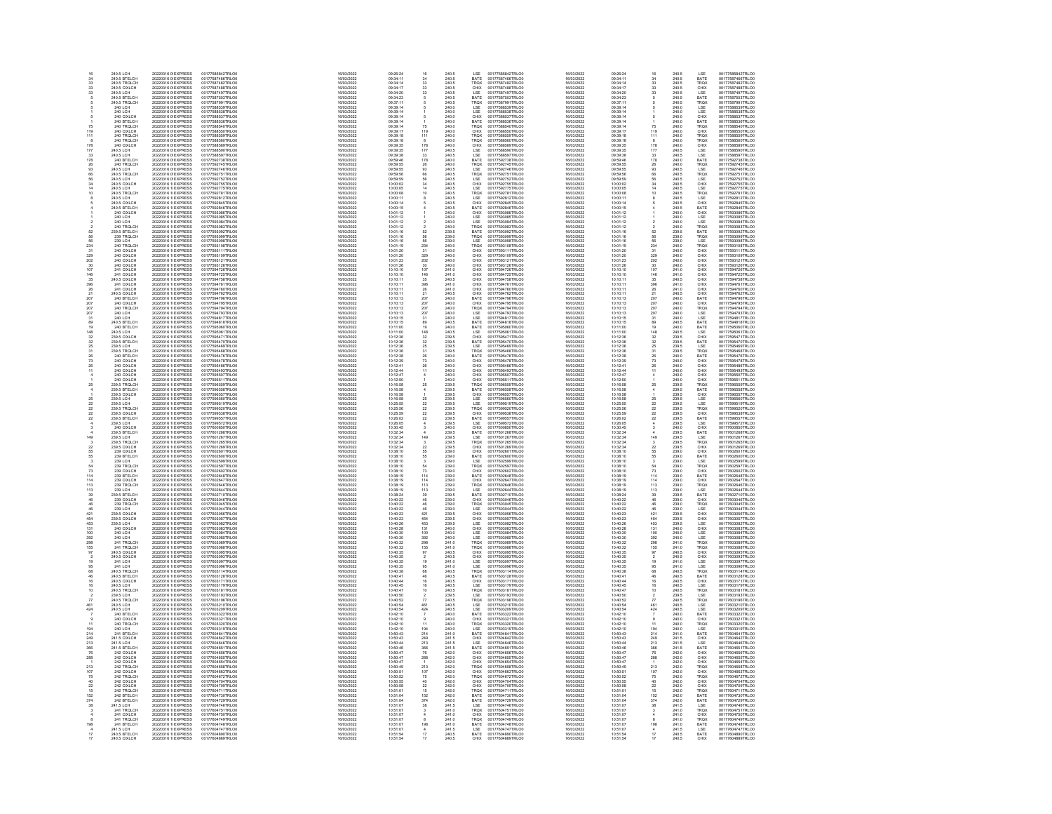| 16 | 240.5 LCH | 20220316 EXPRESS | 00177585842TRLO0 | 16/03/2022 | 09:26:24 | 16 | 240.5 | LSE | 00177585842TRLO0 | 16/03/2022 | 09:26:24 | 16 | 240.5 | LSE | 00177585842TRLO0 |
|---|---|---|---|---|---|---|---|---|---|---|---|---|---|---|---|
| 34 | 240.5 BTELCH | 20220316 EXPRESS | 00177587466TRLO0 | 16/03/2022 | 09:34:11 | 34 | 240.5 | BATE | 00177587466TRLO0 | 16/03/2022 | 09:34:11 | 34 | 240.5 | BATE | 00177587466TRLO0 |
| 33 | 240.5 TRQLCH | 20220316 EXPRESS | 00177587462TRLO0 | 16/03/2022 | 09:34:14 | 33 | 240.5 | TRQX | 00177587462TRLO0 | 16/03/2022 | 09:34:14 | 33 | 240.5 | TRQX | 00177587462TRLO0 |
| 33 | 240.5 CXLCH | 20220316 EXPRESS | 00177587468TRLO0 | 16/03/2022 | 09:34:17 | 33 | 240.5 | CHIX | 00177587468TRLO0 | 16/03/2022 | 09:34:17 | 33 | 240.5 | CHIX | 00177587468TRLO0 |
| 33 | 240.5 LCH | 20220316 EXPRESS | 00177587497TRLO0 | 16/03/2022 | 09:34:20 | 33 | 240.5 | LSE | 00177587497TRLO0 | 16/03/2022 | 09:34:20 | 33 | 240.5 | LSE | 00177587497TRLO0 |
| 5 | 240.5 BTELCH | 20220316 EXPRESS | 00177587503TRLO0 | 16/03/2022 | 09:34:23 | 5 | 240.5 | BATE | 00177587503TRLO0 | 16/03/2022 | 09:34:23 | 5 | 240.5 | BATE | 00177587503TRLO0 |
| 5 | 240.5 TRQLCH | 20220316 EXPRESS | 00177587991TRLO0 | 16/03/2022 | 09:37:11 | 5 | 240.5 | TRQX | 00177587991TRLO0 | 16/03/2022 | 09:37:11 | 5 | 240.5 | TRQX | 00177587991TRLO0 |
| 5 | 240 LCH | 20220316 EXPRESS | 00177588539TRLO0 | 16/03/2022 | 09:39:14 | 5 | 240.0 | LSE | 00177588539TRLO0 | 16/03/2022 | 09:39:14 | 5 | 240.0 | LSE | 00177588539TRLO0 |
| 1 | 240 LCH | 20220316 EXPRESS | 00177588538TRLO0 | 16/03/2022 | 09:39:14 | 1 | 240.0 | LSE | 00177588538TRLO0 | 16/03/2022 | 09:39:14 | 1 | 240.0 | LSE | 00177588538TRLO0 |
| 5 | 240 CXLCH | 20220316 EXPRESS | 00177588537TRLO0 | 16/03/2022 | 09:39:14 | 5 | 240.0 | CHIX | 00177588537TRLO0 | 16/03/2022 | 09:39:14 | 5 | 240.0 | CHIX | 00177588537TRLO0 |
| 1 | 240 BTELCH | 20220316 EXPRESS | 00177588536TRLO0 | 16/03/2022 | 09:39:14 | 1 | 240.0 | BATE | 00177588536TRLO0 | 16/03/2022 | 09:39:14 | 1 | 240.0 | BATE | 00177588536TRLO0 |
| 75 | 240 TRQLCH | 20220316 EXPRESS | 00177588540TRLO0 | 16/03/2022 | 09:39:14 | 75 | 240.0 | TRQX | 00177588540TRLO0 | 16/03/2022 | 09:39:14 | 75 | 240.0 | TRQX | 00177588540TRLO0 |
| 119 | 240 CXLCH | 20220316 EXPRESS | 00177588550TRLO0 | 16/03/2022 | 09:39:17 | 119 | 240.0 | CHIX | 00177588550TRLO0 | 16/03/2022 | 09:39:17 | 119 | 240.0 | CHIX | 00177588550TRLO0 |
| 111 | 240 TRQLCH | 20220316 EXPRESS | 00177588559TRLO0 | 16/03/2022 | 09:39:18 | 111 | 240.0 | TRQX | 00177588559TRLO0 | 16/03/2022 | 09:39:18 | 111 | 240.0 | TRQX | 00177588559TRLO0 |
| 8 | 240 TRQLCH | 20220316 EXPRESS | 00177588560TRLO0 | 16/03/2022 | 09:39:18 | 8 | 240.0 | TRQX | 00177588560TRLO0 | 16/03/2022 | 09:39:18 | 8 | 240.0 | TRQX | 00177588560TRLO0 |
| 178 | 240 CXLCH | 20220316 EXPRESS | 00177588589TRLO0 | 16/03/2022 | 09:39:35 | 178 | 240.0 | CHIX | 00177588589TRLO0 | 16/03/2022 | 09:39:35 | 178 | 240.0 | CHIX | 00177588589TRLO0 |
| 177 | 240.5 LCH | 20220316 EXPRESS | 00177588590TRLO0 | 16/03/2022 | 09:39:35 | 177 | 240.5 | LSE | 00177588590TRLO0 | 16/03/2022 | 09:39:35 | 177 | 240.5 | LSE | 00177588590TRLO0 |
| 33 | 240.5 LCH | 20220316 EXPRESS | 00177588597TRLO0 | 16/03/2022 | 09:39:38 | 33 | 240.5 | LSE | 00177588597TRLO0 | 16/03/2022 | 09:39:38 | 33 | 240.5 | LSE | 00177588597TRLO0 |
| 178 | 240 BTELCH | 20220316 EXPRESS | 00177592738TRLO0 | 16/03/2022 | 09:59:46 | 178 | 240.0 | BATE | 00177592738TRLO0 | 16/03/2022 | 09:59:46 | 178 | 240.0 | BATE | 00177592738TRLO0 |
| 26 | 240 TRQLCH | 20220316 EXPRESS | 00177592745TRLO0 | 16/03/2022 | 09:59:55 | 26 | 240.0 | TRQX | 00177592745TRLO0 | 16/03/2022 | 09:59:55 | 26 | 240.0 | TRQX | 00177592745TRLO0 |
| 93 | 240.5 LCH | 20220316 EXPRESS | 00177592746TRLO0 | 16/03/2022 | 09:59:55 | 93 | 240.5 | LSE | 00177592746TRLO0 | 16/03/2022 | 09:59:55 | 93 | 240.5 | LSE | 00177592746TRLO0 |
| 66 | 240.5 TRQLCH | 20220316 EXPRESS | 00177592751TRLO0 | 16/03/2022 | 09:59:56 | 66 | 240.5 | TRQX | 00177592751TRLO0 | 16/03/2022 | 09:59:56 | 66 | 240.5 | TRQX | 00177592751TRLO0 |
| 56 | 240.5 LCH | 20220316 EXPRESS | 00177592752TRLO0 | 16/03/2022 | 09:59:59 | 56 | 240.5 | LSE | 00177592752TRLO0 | 16/03/2022 | 09:59:59 | 56 | 240.5 | LSE | 00177592752TRLO0 |
| 34 | 240.5 CXLCH | 20220316 EXPRESS | 00177592755TRLO0 | 16/03/2022 | 10:00:02 | 34 | 240.5 | CHIX | 00177592755TRLO0 | 16/03/2022 | 10:00:02 | 34 | 240.5 | CHIX | 00177592755TRLO0 |
| 14 | 240.5 LCH | 20220316 EXPRESS | 00177592775TRLO0 | 16/03/2022 | 10:00:05 | 14 | 240.5 | LSE | 00177592775TRLO0 | 16/03/2022 | 10:00:05 | 14 | 240.5 | LSE | 00177592775TRLO0 |
| 10 | 240.5 TRQLCH | 20220316 EXPRESS | 00177592781TRLO0 | 16/03/2022 | 10:00:08 | 10 | 240.5 | TRQX | 00177592781TRLO0 | 16/03/2022 | 10:00:08 | 10 | 240.5 | TRQX | 00177592781TRLO0 |
| 8 | 240.5 LCH | 20220316 EXPRESS | 00177592812TRLO0 | 16/03/2022 | 10:00:11 | 8 | 240.5 | LSE | 00177592812TRLO0 | 16/03/2022 | 10:00:11 | 8 | 240.5 | LSE | 00177592812TRLO0 |
| 5 | 240.5 CXLCH | 20220316 EXPRESS | 00177592845TRLO0 | 16/03/2022 | 10:00:14 | 5 | 240.5 | CHIX | 00177592845TRLO0 | 16/03/2022 | 10:00:14 | 5 | 240.5 | CHIX | 00177592845TRLO0 |
| 4 | 240.5 BTELCH | 20220316 EXPRESS | 00177592846TRLO0 | 16/03/2022 | 10:00:15 | 4 | 240.5 | BATE | 00177592846TRLO0 | 16/03/2022 | 10:00:15 | 4 | 240.5 | BATE | 00177592846TRLO0 |
| 1 | 240 CXLCH | 20220316 EXPRESS | 00177593086TRLO0 | 16/03/2022 | 10:01:12 | 1 | 240.0 | CHIX | 00177593086TRLO0 | 16/03/2022 | 10:01:12 | 1 | 240.0 | CHIX | 00177593086TRLO0 |
| 1 | 240 LCH | 20220316 EXPRESS | 00177593085TRLO0 | 16/03/2022 | 10:01:12 | 1 | 240.0 | LSE | 00177593085TRLO0 | 16/03/2022 | 10:01:12 | 1 | 240.0 | LSE | 00177593085TRLO0 |
| 2 | 240 LCH | 20220316 EXPRESS | 00177593084TRLO0 | 16/03/2022 | 10:01:12 | 2 | 240.0 | LSE | 00177593084TRLO0 | 16/03/2022 | 10:01:12 | 2 | 240.0 | LSE | 00177593084TRLO0 |
| 2 | 240 TRQLCH | 20220316 EXPRESS | 00177593083TRLO0 | 16/03/2022 | 10:01:12 | 2 | 240.0 | TRQX | 00177593083TRLO0 | 16/03/2022 | 10:01:12 | 2 | 240.0 | TRQX | 00177593083TRLO0 |
| 52 | 239.5 BTELCH | 20220316 EXPRESS | 00177593092TRLO0 | 16/03/2022 | 10:01:16 | 52 | 239.5 | BATE | 00177593092TRLO0 | 16/03/2022 | 10:01:16 | 52 | 239.5 | BATE | 00177593092TRLO0 |
| 56 | 239 TRQLCH | 20220316 EXPRESS | 00177593099TRLO0 | 16/03/2022 | 10:01:16 | 56 | 239.0 | TRQX | 00177593099TRLO0 | 16/03/2022 | 10:01:16 | 56 | 239.0 | TRQX | 00177593099TRLO0 |
| 56 | 239 LCH | 20220316 EXPRESS | 00177593098TRLO0 | 16/03/2022 | 10:01:16 | 56 | 239.0 | LSE | 00177593098TRLO0 | 16/03/2022 | 10:01:16 | 56 | 239.0 | LSE | 00177593098TRLO0 |
| 234 | 240 TRQLCH | 20220316 EXPRESS | 00177593108TRLO0 | 16/03/2022 | 10:01:19 | 234 | 240.0 | TRQX | 00177593108TRLO0 | 16/03/2022 | 10:01:19 | 234 | 240.0 | TRQX | 00177593108TRLO0 |
| 31 | 240 CXLCH | 20220316 EXPRESS | 00177593111TRLO0 | 16/03/2022 | 10:01:20 | 31 | 240.0 | CHIX | 00177593111TRLO0 | 16/03/2022 | 10:01:20 | 31 | 240.0 | CHIX | 00177593111TRLO0 |
| 329 | 240 CXLCH | 20220316 EXPRESS | 00177593109TRLO0 | 16/03/2022 | 10:01:20 | 329 | 240.0 | CHIX | 00177593109TRLO0 | 16/03/2022 | 10:01:20 | 329 | 240.0 | CHIX | 00177593109TRLO0 |
| 202 | 240 CXLCH | 20220316 EXPRESS | 00177593121TRLO0 | 16/03/2022 | 10:01:23 | 202 | 240.0 | CHIX | 00177593121TRLO0 | 16/03/2022 | 10:01:23 | 202 | 240.0 | CHIX | 00177593121TRLO0 |
| 30 | 240 CXLCH | 20220316 EXPRESS | 00177593126TRLO0 | 16/03/2022 | 10:01:26 | 30 | 240.0 | CHIX | 00177593126TRLO0 | 16/03/2022 | 10:01:26 | 30 | 240.0 | CHIX | 00177593126TRLO0 |
| 107 | 241 CXLCH | 20220316 EXPRESS | 00177594726TRLO0 | 16/03/2022 | 10:10:10 | 107 | 241.0 | CHIX | 00177594726TRLO0 | 16/03/2022 | 10:10:10 | 107 | 241.0 | CHIX | 00177594726TRLO0 |
| 146 | 241 CXLCH | 20220316 EXPRESS | 00177594725TRLO0 | 16/03/2022 | 10:10:10 | 146 | 241.0 | CHIX | 00177594725TRLO0 | 16/03/2022 | 10:10:10 | 146 | 241.0 | CHIX | 00177594725TRLO0 |
| 35 | 240.5 CXLCH | 20220316 EXPRESS | 00177594758TRLO0 | 16/03/2022 | 10:10:11 | 35 | 240.5 | CHIX | 00177594758TRLO0 | 16/03/2022 | 10:10:11 | 35 | 240.5 | CHIX | 00177594758TRLO0 |
| 396 | 241 CXLCH | 20220316 EXPRESS | 00177594761TRLO0 | 16/03/2022 | 10:10:11 | 396 | 241.0 | CHIX | 00177594761TRLO0 | 16/03/2022 | 10:10:11 | 396 | 241.0 | CHIX | 00177594761TRLO0 |
| 26 | 241 CXLCH | 20220316 EXPRESS | 00177594760TRLO0 | 16/03/2022 | 10:10:11 | 26 | 241.0 | CHIX | 00177594760TRLO0 | 16/03/2022 | 10:10:11 | 26 | 241.0 | CHIX | 00177594760TRLO0 |
| 21 | 240.5 CXLCH | 20220316 EXPRESS | 00177594762TRLO0 | 16/03/2022 | 10:10:11 | 21 | 240.5 | CHIX | 00177594762TRLO0 | 16/03/2022 | 10:10:11 | 21 | 240.5 | CHIX | 00177594762TRLO0 |
| 207 | 240 BTELCH | 20220316 EXPRESS | 00177594796TRLO0 | 16/03/2022 | 10:10:13 | 207 | 240.0 | BATE | 00177594796TRLO0 | 16/03/2022 | 10:10:13 | 207 | 240.0 | BATE | 00177594796TRLO0 |
| 207 | 240 CXLCH | 20220316 EXPRESS | 00177594795TRLO0 | 16/03/2022 | 10:10:13 | 207 | 240.0 | CHIX | 00177594795TRLO0 | 16/03/2022 | 10:10:13 | 207 | 240.0 | CHIX | 00177594795TRLO0 |
| 207 | 240 TRQLCH | 20220316 EXPRESS | 00177594794TRLO0 | 16/03/2022 | 10:10:13 | 207 | 240.0 | TRQX | 00177594794TRLO0 | 16/03/2022 | 10:10:13 | 207 | 240.0 | TRQX | 00177594794TRLO0 |
| 207 | 240 LCH | 20220316 EXPRESS | 00177594793TRLO0 | 16/03/2022 | 10:10:13 | 207 | 240.0 | LSE | 00177594793TRLO0 | 16/03/2022 | 10:10:13 | 207 | 240.0 | LSE | 00177594793TRLO0 |
| 31 | 240 LCH | 20220316 EXPRESS | 00177594817TRLO0 | 16/03/2022 | 10:10:15 | 31 | 240.0 | LSE | 00177594817TRLO0 | 16/03/2022 | 10:10:15 | 31 | 240.0 | LSE | 00177594817TRLO0 |
| 89 | 240.5 BTELCH | 20220316 EXPRESS | 00177594818TRLO0 | 16/03/2022 | 10:10:15 | 89 | 240.5 | BATE | 00177594818TRLO0 | 16/03/2022 | 10:10:15 | 89 | 240.5 | BATE | 00177594818TRLO0 |
| 19 | 240 BTELCH | 20220316 EXPRESS | 00177595060TRLO0 | 16/03/2022 | 10:11:00 | 19 | 240.0 | BATE | 00177595060TRLO0 | 16/03/2022 | 10:11:00 | 19 | 240.0 | BATE | 00177595060TRLO0 |
| 148 | 240.5 LCH | 20220316 EXPRESS | 00177595061TRLO0 | 16/03/2022 | 10:11:00 | 148 | 240.5 | LSE | 00177595061TRLO0 | 16/03/2022 | 10:11:00 | 148 | 240.5 | LSE | 00177595061TRLO0 |
| 32 | 239.5 CXLCH | 20220316 EXPRESS | 00177595471TRLO0 | 16/03/2022 | 10:12:36 | 32 | 239.5 | CHIX | 00177595471TRLO0 | 16/03/2022 | 10:12:36 | 32 | 239.5 | CHIX | 00177595471TRLO0 |
| 32 | 239.5 BTELCH | 20220316 EXPRESS | 00177595470TRLO0 | 16/03/2022 | 10:12:36 | 32 | 239.5 | BATE | 00177595470TRLO0 | 16/03/2022 | 10:12:36 | 32 | 239.5 | BATE | 00177595470TRLO0 |
| 25 | 239.5 LCH | 20220316 EXPRESS | 00177595469TRLO0 | 16/03/2022 | 10:12:36 | 25 | 239.5 | LSE | 00177595469TRLO0 | 16/03/2022 | 10:12:36 | 25 | 239.5 | LSE | 00177595469TRLO0 |
| 31 | 239.5 TRQLCH | 20220316 EXPRESS | 00177595468TRLO0 | 16/03/2022 | 10:12:36 | 31 | 239.5 | TRQX | 00177595468TRLO0 | 16/03/2022 | 10:12:36 | 31 | 239.5 | TRQX | 00177595468TRLO0 |
| 26 | 240 BTELCH | 20220316 EXPRESS | 00177595476TRLO0 | 16/03/2022 | 10:12:38 | 26 | 240.0 | BATE | 00177595476TRLO0 | 16/03/2022 | 10:12:38 | 26 | 240.0 | BATE | 00177595476TRLO0 |
| 73 | 240 CXLCH | 20220316 EXPRESS | 00177595478TRLO0 | 16/03/2022 | 10:12:39 | 73 | 240.0 | CHIX | 00177595478TRLO0 | 16/03/2022 | 10:12:39 | 73 | 240.0 | CHIX | 00177595478TRLO0 |
| 26 | 240 CXLCH | 20220316 EXPRESS | 00177595486TRLO0 | 16/03/2022 | 10:12:41 | 26 | 240.0 | CHIX | 00177595486TRLO0 | 16/03/2022 | 10:12:41 | 26 | 240.0 | CHIX | 00177595486TRLO0 |
| 11 | 240 CXLCH | 20220316 EXPRESS | 00177595493TRLO0 | 16/03/2022 | 10:12:44 | 11 | 240.0 | CHIX | 00177595493TRLO0 | 16/03/2022 | 10:12:44 | 11 | 240.0 | CHIX | 00177595493TRLO0 |
| 4 | 240 CXLCH | 20220316 EXPRESS | 00177595507TRLO0 | 16/03/2022 | 10:12:47 | 4 | 240.0 | CHIX | 00177595507TRLO0 | 16/03/2022 | 10:12:47 | 4 | 240.0 | CHIX | 00177595507TRLO0 |
| 1 | 240 CXLCH | 20220316 EXPRESS | 00177595511TRLO0 | 16/03/2022 | 10:12:50 | 1 | 240.0 | CHIX | 00177595511TRLO0 | 16/03/2022 | 10:12:50 | 1 | 240.0 | CHIX | 00177595511TRLO0 |
| 25 | 239.5 TRQLCH | 20220316 EXPRESS | 00177596559TRLO0 | 16/03/2022 | 10:16:58 | 25 | 239.5 | TRQX | 00177596559TRLO0 | 16/03/2022 | 10:16:58 | 25 | 239.5 | TRQX | 00177596559TRLO0 |
| 4 | 239.5 BTELCH | 20220316 EXPRESS | 00177596558TRLO0 | 16/03/2022 | 10:16:58 | 4 | 239.5 | BATE | 00177596558TRLO0 | 16/03/2022 | 10:16:58 | 4 | 239.5 | BATE | 00177596558TRLO0 |
| 1 | 239.5 CXLCH | 20220316 EXPRESS | 00177596557TRLO0 | 16/03/2022 | 10:16:58 | 1 | 239.5 | CHIX | 00177596557TRLO0 | 16/03/2022 | 10:16:58 | 1 | 239.5 | CHIX | 00177596557TRLO0 |
| 25 | 239.5 LCH | 20220316 EXPRESS | 00177596560TRLO0 | 16/03/2022 | 10:16:58 | 25 | 239.5 | LSE | 00177596560TRLO0 | 16/03/2022 | 10:16:58 | 25 | 239.5 | LSE | 00177596560TRLO0 |
| 22 | 239.5 LCH | 20220316 EXPRESS | 00177599519TRLO0 | 16/03/2022 | 10:25:55 | 22 | 239.5 | LSE | 00177599519TRLO0 | 16/03/2022 | 10:25:55 | 22 | 239.5 | LSE | 00177599519TRLO0 |
| 22 | 239.5 TRQLCH | 20220316 EXPRESS | 00177599520TRLO0 | 16/03/2022 | 10:25:56 | 22 | 239.5 | TRQX | 00177599520TRLO0 | 16/03/2022 | 10:25:56 | 22 | 239.5 | TRQX | 00177599520TRLO0 |
| 22 | 239.5 CXLCH | 20220316 EXPRESS | 00177599538TRLO0 | 16/03/2022 | 10:25:59 | 22 | 239.5 | CHIX | 00177599538TRLO0 | 16/03/2022 | 10:25:59 | 22 | 239.5 | CHIX | 00177599538TRLO0 |
| 22 | 239.5 BTELCH | 20220316 EXPRESS | 00177599557TRLO0 | 16/03/2022 | 10:26:02 | 22 | 239.5 | BATE | 00177599557TRLO0 | 16/03/2022 | 10:26:02 | 22 | 239.5 | BATE | 00177599557TRLO0 |
| 4 | 239.5 LCH | 20220316 EXPRESS | 00177599572TRLO0 | 16/03/2022 | 10:26:05 | 4 | 239.5 | LSE | 00177599572TRLO0 | 16/03/2022 | 10:26:05 | 4 | 239.5 | LSE | 00177599572TRLO0 |
| 3 | 240 CXLCH | 20220316 EXPRESS | 00177600850TRLO0 | 16/03/2022 | 10:30:45 | 3 | 240.0 | CHIX | 00177600850TRLO0 | 16/03/2022 | 10:30:45 | 3 | 240.0 | CHIX | 00177600850TRLO0 |
| 4 | 239.5 BTELCH | 20220316 EXPRESS | 00177601268TRLO0 | 16/03/2022 | 10:32:34 | 4 | 239.5 | BATE | 00177601268TRLO0 | 16/03/2022 | 10:32:34 | 4 | 239.5 | BATE | 00177601268TRLO0 |
| 149 | 239.5 LCH | 20220316 EXPRESS | 00177601267TRLO0 | 16/03/2022 | 10:32:34 | 149 | 239.5 | LSE | 00177601267TRLO0 | 16/03/2022 | 10:32:34 | 149 | 239.5 | LSE | 00177601267TRLO0 |
| 3 | 239.5 TRQLCH | 20220316 EXPRESS | 00177601265TRLO0 | 16/03/2022 | 10:32:34 | 3 | 239.5 | TRQX | 00177601265TRLO0 | 16/03/2022 | 10:32:34 | 3 | 239.5 | TRQX | 00177601265TRLO0 |
| 22 | 239.5 CXLCH | 20220316 EXPRESS | 00177601269TRLO0 | 16/03/2022 | 10:32:34 | 22 | 239.5 | CHIX | 00177601269TRLO0 | 16/03/2022 | 10:32:34 | 22 | 239.5 | CHIX | 00177601269TRLO0 |
| 55 | 239 CXLCH | 20220316 EXPRESS | 00177602601TRLO0 | 16/03/2022 | 10:38:10 | 55 | 239.0 | CHIX | 00177602601TRLO0 | 16/03/2022 | 10:38:10 | 55 | 239.0 | CHIX | 00177602601TRLO0 |
| 55 | 239 BTELCH | 20220316 EXPRESS | 00177602600TRLO0 | 16/03/2022 | 10:38:10 | 55 | 239.0 | BATE | 00177602600TRLO0 | 16/03/2022 | 10:38:10 | 55 | 239.0 | BATE | 00177602600TRLO0 |
| 3 | 239 LCH | 20220316 EXPRESS | 00177602599TRLO0 | 16/03/2022 | 10:38:10 | 3 | 239.0 | LSE | 00177602599TRLO0 | 16/03/2022 | 10:38:10 | 3 | 239.0 | LSE | 00177602599TRLO0 |
| 54 | 239 TRQLCH | 20220316 EXPRESS | 00177602597TRLO0 | 16/03/2022 | 10:38:10 | 54 | 239.0 | TRQX | 00177602597TRLO0 | 16/03/2022 | 10:38:10 | 54 | 239.0 | TRQX | 00177602597TRLO0 |
| 73 | 239 CXLCH | 20220316 EXPRESS | 00177602602TRLO0 | 16/03/2022 | 10:38:10 | 73 | 239.0 | CHIX | 00177602602TRLO0 | 16/03/2022 | 10:38:10 | 73 | 239.0 | CHIX | 00177602602TRLO0 |
| 114 | 239 BTELCH | 20220316 EXPRESS | 00177602648TRLO0 | 16/03/2022 | 10:38:19 | 114 | 239.0 | BATE | 00177602648TRLO0 | 16/03/2022 | 10:38:19 | 114 | 239.0 | BATE | 00177602648TRLO0 |
| 114 | 239 CXLCH | 20220316 EXPRESS | 00177602647TRLO0 | 16/03/2022 | 10:38:19 | 114 | 239.0 | CHIX | 00177602647TRLO0 | 16/03/2022 | 10:38:19 | 114 | 239.0 | CHIX | 00177602647TRLO0 |
| 113 | 239 TRQLCH | 20220316 EXPRESS | 00177602646TRLO0 | 16/03/2022 | 10:38:19 | 113 | 239.0 | TRQX | 00177602646TRLO0 | 16/03/2022 | 10:38:19 | 113 | 239.0 | TRQX | 00177602646TRLO0 |
| 113 | 239 LCH | 20220316 EXPRESS | 00177602644TRLO0 | 16/03/2022 | 10:38:19 | 113 | 239.0 | LSE | 00177602644TRLO0 | 16/03/2022 | 10:38:19 | 113 | 239.0 | LSE | 00177602644TRLO0 |
| 39 | 239.5 BTELCH | 20220316 EXPRESS | 00177602710TRLO0 | 16/03/2022 | 10:38:24 | 39 | 239.5 | BATE | 00177602710TRLO0 | 16/03/2022 | 10:38:24 | 39 | 239.5 | BATE | 00177602710TRLO0 |
| 46 | 239 CXLCH | 20220316 EXPRESS | 00177603046TRLO0 | 16/03/2022 | 10:40:22 | 46 | 239.0 | CHIX | 00177603046TRLO0 | 16/03/2022 | 10:40:22 | 46 | 239.0 | CHIX | 00177603046TRLO0 |
| 46 | 239 TRQLCH | 20220316 EXPRESS | 00177603045TRLO0 | 16/03/2022 | 10:40:22 | 46 | 239.0 | TRQX | 00177603045TRLO0 | 16/03/2022 | 10:40:22 | 46 | 239.0 | TRQX | 00177603045TRLO0 |
| 46 | 239 LCH | 20220316 EXPRESS | 00177603044TRLO0 | 16/03/2022 | 10:40:22 | 46 | 239.0 | LSE | 00177603044TRLO0 | 16/03/2022 | 10:40:22 | 46 | 239.0 | LSE | 00177603044TRLO0 |
| 421 | 239.5 CXLCH | 20220316 EXPRESS | 00177603056TRLO0 | 16/03/2022 | 10:40:23 | 421 | 239.5 | CHIX | 00177603056TRLO0 | 16/03/2022 | 10:40:23 | 421 | 239.5 | CHIX | 00177603056TRLO0 |
| 454 | 239.5 CXLCH | 20220316 EXPRESS | 00177603057TRLO0 | 16/03/2022 | 10:40:23 | 454 | 239.5 | CHIX | 00177603057TRLO0 | 16/03/2022 | 10:40:23 | 454 | 239.5 | CHIX | 00177603057TRLO0 |
| 453 | 239.5 LCH | 20220316 EXPRESS | 00177603062TRLO0 | 16/03/2022 | 10:40:26 | 453 | 239.5 | LSE | 00177603062TRLO0 | 16/03/2022 | 10:40:26 | 453 | 239.5 | LSE | 00177603062TRLO0 |
| 131 | 240 CXLCH | 20220316 EXPRESS | 00177603083TRLO0 | 16/03/2022 | 10:40:28 | 131 | 240.0 | CHIX | 00177603083TRLO0 | 16/03/2022 | 10:40:28 | 131 | 240.0 | CHIX | 00177603083TRLO0 |
| 100 | 240 LCH | 20220316 EXPRESS | 00177603084TRLO0 | 16/03/2022 | 10:40:30 | 100 | 240.0 | LSE | 00177603084TRLO0 | 16/03/2022 | 10:40:30 | 100 | 240.0 | LSE | 00177603084TRLO0 |
| 392 | 240 LCH | 20220316 EXPRESS | 00177603085TRLO0 | 16/03/2022 | 10:40:30 | 392 | 240.0 | LSE | 00177603085TRLO0 | 16/03/2022 | 10:40:30 | 392 | 240.0 | LSE | 00177603085TRLO0 |
| 298 | 241 TRQLCH | 20220316 EXPRESS | 00177603089TRLO0 | 16/03/2022 | 10:40:32 | 298 | 241.0 | TRQX | 00177603089TRLO0 | 16/03/2022 | 10:40:32 | 298 | 241.0 | TRQX | 00177603089TRLO0 |
| 155 | 241 TRQLCH | 20220316 EXPRESS | 00177603088TRLO0 | 16/03/2022 | 10:40:32 | 155 | 241.0 | TRQX | 00177603088TRLO0 | 16/03/2022 | 10:40:32 | 155 | 241.0 | TRQX | 00177603088TRLO0 |
| 97 | 240.5 CXLCH | 20220316 EXPRESS | 00177603095TRLO0 | 16/03/2022 | 10:40:35 | 97 | 240.5 | CHIX | 00177603095TRLO0 | 16/03/2022 | 10:40:35 | 97 | 240.5 | CHIX | 00177603095TRLO0 |
| 2 | 240.5 CXLCH | 20220316 EXPRESS | 00177603093TRLO0 | 16/03/2022 | 10:40:35 | 2 | 240.5 | CHIX | 00177603093TRLO0 | 16/03/2022 | 10:40:35 | 2 | 240.5 | CHIX | 00177603093TRLO0 |
| 19 | 241 LCH | 20220316 EXPRESS | 00177603097TRLO0 | 16/03/2022 | 10:40:35 | 19 | 241.0 | LSE | 00177603097TRLO0 | 16/03/2022 | 10:40:35 | 19 | 241.0 | LSE | 00177603097TRLO0 |
| 95 | 241 LCH | 20220316 EXPRESS | 00177603096TRLO0 | 16/03/2022 | 10:40:35 | 95 | 241.0 | LSE | 00177603096TRLO0 | 16/03/2022 | 10:40:35 | 95 | 241.0 | LSE | 00177603096TRLO0 |
| 68 | 240.5 TRQLCH | 20220316 EXPRESS | 00177603114TRLO0 | 16/03/2022 | 10:40:38 | 68 | 240.5 | TRQX | 00177603114TRLO0 | 16/03/2022 | 10:40:38 | 68 | 240.5 | TRQX | 00177603114TRLO0 |
| 46 | 240.5 BTELCH | 20220316 EXPRESS | 00177603128TRLO0 | 16/03/2022 | 10:40:41 | 46 | 240.5 | BATE | 00177603128TRLO0 | 16/03/2022 | 10:40:41 | 46 | 240.5 | BATE | 00177603128TRLO0 |
| 16 | 240.5 CXLCH | 20220316 EXPRESS | 00177603171TRLO0 | 16/03/2022 | 10:40:44 | 16 | 240.5 | CHIX | 00177603171TRLO0 | 16/03/2022 | 10:40:44 | 16 | 240.5 | CHIX | 00177603171TRLO0 |
| 16 | 240.5 LCH | 20220316 EXPRESS | 00177603179TRLO0 | 16/03/2022 | 10:40:45 | 16 | 240.5 | LSE | 00177603179TRLO0 | 16/03/2022 | 10:40:45 | 16 | 240.5 | LSE | 00177603179TRLO0 |
| 10 | 240.5 TRQLCH | 20220316 EXPRESS | 00177603181TRLO0 | 16/03/2022 | 10:40:47 | 10 | 240.5 | TRQX | 00177603181TRLO0 | 16/03/2022 | 10:40:47 | 10 | 240.5 | TRQX | 00177603181TRLO0 |
| 2 | 239.5 LCH | 20220316 EXPRESS | 00177603193TRLO0 | 16/03/2022 | 10:40:50 | 2 | 239.5 | LSE | 00177603193TRLO0 | 16/03/2022 | 10:40:50 | 2 | 239.5 | LSE | 00177603193TRLO0 |
| 77 | 240.5 TRQLCH | 20220316 EXPRESS | 00177603198TRLO0 | 16/03/2022 | 10:40:52 | 77 | 240.5 | TRQX | 00177603198TRLO0 | 16/03/2022 | 10:40:52 | 77 | 240.5 | TRQX | 00177603198TRLO0 |
| 461 | 240.5 LCH | 20220316 EXPRESS | 00177603210TRLO0 | 16/03/2022 | 10:40:54 | 461 | 240.5 | LSE | 00177603210TRLO0 | 16/03/2022 | 10:40:54 | 461 | 240.5 | LSE | 00177603210TRLO0 |
| 424 | 240.5 LCH | 20220316 EXPRESS | 00177603209TRLO0 | 16/03/2022 | 10:40:54 | 424 | 240.5 | LSE | 00177603209TRLO0 | 16/03/2022 | 10:40:54 | 424 | 240.5 | LSE | 00177603209TRLO0 |
| 7 | 240 BTELCH | 20220316 EXPRESS | 00177603222TRLO0 | 16/03/2022 | 10:42:10 | 7 | 240.0 | BATE | 00177603222TRLO0 | 16/03/2022 | 10:42:10 | 7 | 240.0 | BATE | 00177603222TRLO0 |
| 9 | 240 CXLCH | 20220316 EXPRESS | 00177603221TRLO0 | 16/03/2022 | 10:42:10 | 9 | 240.0 | CHIX | 00177603221TRLO0 | 16/03/2022 | 10:42:10 | 9 | 240.0 | CHIX | 00177603221TRLO0 |
| 11 | 240 TRQLCH | 20220316 EXPRESS | 00177603220TRLO0 | 16/03/2022 | 10:42:10 | 11 | 240.0 | TRQX | 00177603220TRLO0 | 16/03/2022 | 10:42:10 | 11 | 240.0 | TRQX | 00177603220TRLO0 |
| 194 | 240 LCH | 20220316 EXPRESS | 00177603219TRLO0 | 16/03/2022 | 10:42:10 | 194 | 240.0 | LSE | 00177603219TRLO0 | 16/03/2022 | 10:42:10 | 194 | 240.0 | LSE | 00177603219TRLO0 |
| 214 | 241 BTELCH | 20220316 EXPRESS | 00177604641TRLO0 | 16/03/2022 | 10:50:43 | 214 | 241.0 | BATE | 00177604641TRLO0 | 16/03/2022 | 10:50:43 | 214 | 241.0 | BATE | 00177604641TRLO0 |
| 249 | 241.5 CXLCH | 20220316 EXPRESS | 00177604642TRLO0 | 16/03/2022 | 10:50:43 | 249 | 241.5 | CHIX | 00177604642TRLO0 | 16/03/2022 | 10:50:43 | 249 | 241.5 | CHIX | 00177604642TRLO0 |
| 213 | 241.5 LCH | 20220316 EXPRESS | 00177604646TRLO0 | 16/03/2022 | 10:50:44 | 213 | 241.5 | LSE | 00177604646TRLO0 | 16/03/2022 | 10:50:44 | 213 | 241.5 | LSE | 00177604646TRLO0 |
| 366 | 241.5 BTELCH | 20220316 EXPRESS | 00177604651TRLO0 | 16/03/2022 | 10:50:46 | 366 | 241.5 | BATE | 00177604651TRLO0 | 16/03/2022 | 10:50:46 | 366 | 241.5 | BATE | 00177604651TRLO0 |
| 76 | 242 CXLCH | 20220316 EXPRESS | 00177604656TRLO0 | 16/03/2022 | 10:50:47 | 76 | 242.0 | CHIX | 00177604656TRLO0 | 16/03/2022 | 10:50:47 | 76 | 242.0 | CHIX | 00177604656TRLO0 |
| 288 | 242 CXLCH | 20220316 EXPRESS | 00177604655TRLO0 | 16/03/2022 | 10:50:47 | 288 | 242.0 | CHIX | 00177604655TRLO0 | 16/03/2022 | 10:50:47 | 288 | 242.0 | CHIX | 00177604655TRLO0 |
| 1 | 242 CXLCH | 20220316 EXPRESS | 00177604654TRLO0 | 16/03/2022 | 10:50:47 | 1 | 242.0 | CHIX | 00177604654TRLO0 | 16/03/2022 | 10:50:47 | 1 | 242.0 | CHIX | 00177604654TRLO0 |
| 213 | 242 TRQLCH | 20220316 EXPRESS | 00177604658TRLO0 | 16/03/2022 | 10:50:49 | 213 | 242.0 | TRQX | 00177604658TRLO0 | 16/03/2022 | 10:50:49 | 213 | 242.0 | TRQX | 00177604658TRLO0 |
| 107 | 242 CXLCH | 20220316 EXPRESS | 00177604663TRLO0 | 16/03/2022 | 10:50:51 | 107 | 242.0 | CHIX | 00177604663TRLO0 | 16/03/2022 | 10:50:51 | 107 | 242.0 | CHIX | 00177604663TRLO0 |
| 75 | 242 TRQLCH | 20220316 EXPRESS | 00177604672TRLO0 | 16/03/2022 | 10:50:52 | 75 | 242.0 | TRQX | 00177604672TRLO0 | 16/03/2022 | 10:50:52 | 75 | 242.0 | TRQX | 00177604672TRLO0 |
| 40 | 242 CXLCH | 20220316 EXPRESS | 00177604704TRLO0 | 16/03/2022 | 10:50:55 | 40 | 242.0 | CHIX | 00177604704TRLO0 | 16/03/2022 | 10:50:55 | 40 | 242.0 | CHIX | 00177604704TRLO0 |
| 22 | 242 CXLCH | 20220316 EXPRESS | 00177604709TRLO0 | 16/03/2022 | 10:50:58 | 22 | 242.0 | CHIX | 00177604709TRLO0 | 16/03/2022 | 10:50:58 | 22 | 242.0 | CHIX | 00177604709TRLO0 |
| 15 | 242 TRQLCH | 20220316 EXPRESS | 00177604711TRLO0 | 16/03/2022 | 10:51:01 | 15 | 242.0 | TRQX | 00177604711TRLO0 | 16/03/2022 | 10:51:01 | 15 | 242.0 | TRQX | 00177604711TRLO0 |
| 152 | 242 BTELCH | 20220316 EXPRESS | 00177604730TRLO0 | 16/03/2022 | 10:51:04 | 152 | 242.0 | BATE | 00177604730TRLO0 | 16/03/2022 | 10:51:04 | 152 | 242.0 | BATE | 00177604730TRLO0 |
| 374 | 242 BTELCH | 20220316 EXPRESS | 00177604729TRLO0 | 16/03/2022 | 10:51:04 | 374 | 242.0 | BATE | 00177604729TRLO0 | 16/03/2022 | 10:51:04 | 374 | 242.0 | BATE | 00177604729TRLO0 |
| 38 | 241.5 LCH | 20220316 EXPRESS | 00177604746TRLO0 | 16/03/2022 | 10:51:07 | 38 | 241.5 | LSE | 00177604746TRLO0 | 16/03/2022 | 10:51:07 | 38 | 241.5 | LSE | 00177604746TRLO0 |
| 3 | 241 TRQLCH | 20220316 EXPRESS | 00177604751TRLO0 | 16/03/2022 | 10:51:07 | 3 | 241.0 | TRQX | 00177604751TRLO0 | 16/03/2022 | 10:51:07 | 3 | 241.0 | TRQX | 00177604751TRLO0 |
| 4 | 241 CXLCH | 20220316 EXPRESS | 00177604750TRLO0 | 16/03/2022 | 10:51:07 | 4 | 241.0 | CHIX | 00177604750TRLO0 | 16/03/2022 | 10:51:07 | 4 | 241.0 | CHIX | 00177604750TRLO0 |
| 8 | 241 TRQLCH | 20220316 EXPRESS | 00177604749TRLO0 | 16/03/2022 | 10:51:07 | 8 | 241.0 | TRQX | 00177604749TRLO0 | 16/03/2022 | 10:51:07 | 8 | 241.0 | TRQX | 00177604749TRLO0 |
| 198 | 241 BTELCH | 20220316 EXPRESS | 00177604748TRLO0 | 16/03/2022 | 10:51:07 | 198 | 241.0 | BATE | 00177604748TRLO0 | 16/03/2022 | 10:51:07 | 198 | 241.0 | BATE | 00177604748TRLO0 |
| 4 | 241.5 LCH | 20220316 EXPRESS | 00177604747TRLO0 | 16/03/2022 | 10:51:07 | 4 | 241.5 | LSE | 00177604747TRLO0 | 16/03/2022 | 10:51:07 | 4 | 241.5 | LSE | 00177604747TRLO0 |
| 17 | 240.5 BTELCH | 20220316 EXPRESS | 00177604890TRLO0 | 16/03/2022 | 10:51:54 | 17 | 240.5 | BATE | 00177604890TRLO0 | 16/03/2022 | 10:51:54 | 17 | 240.5 | BATE | 00177604890TRLO0 |
| 17 | 240.5 CXLCH | 20220316 EXPRESS | 00177604889TRLO0 | 16/03/2022 | 10:51:54 | 17 | 240.5 | CHIX | 00177604889TRLO0 | 16/03/2022 | 10:51:54 | 17 | 240.5 | CHIX | 00177604889TRLO0 |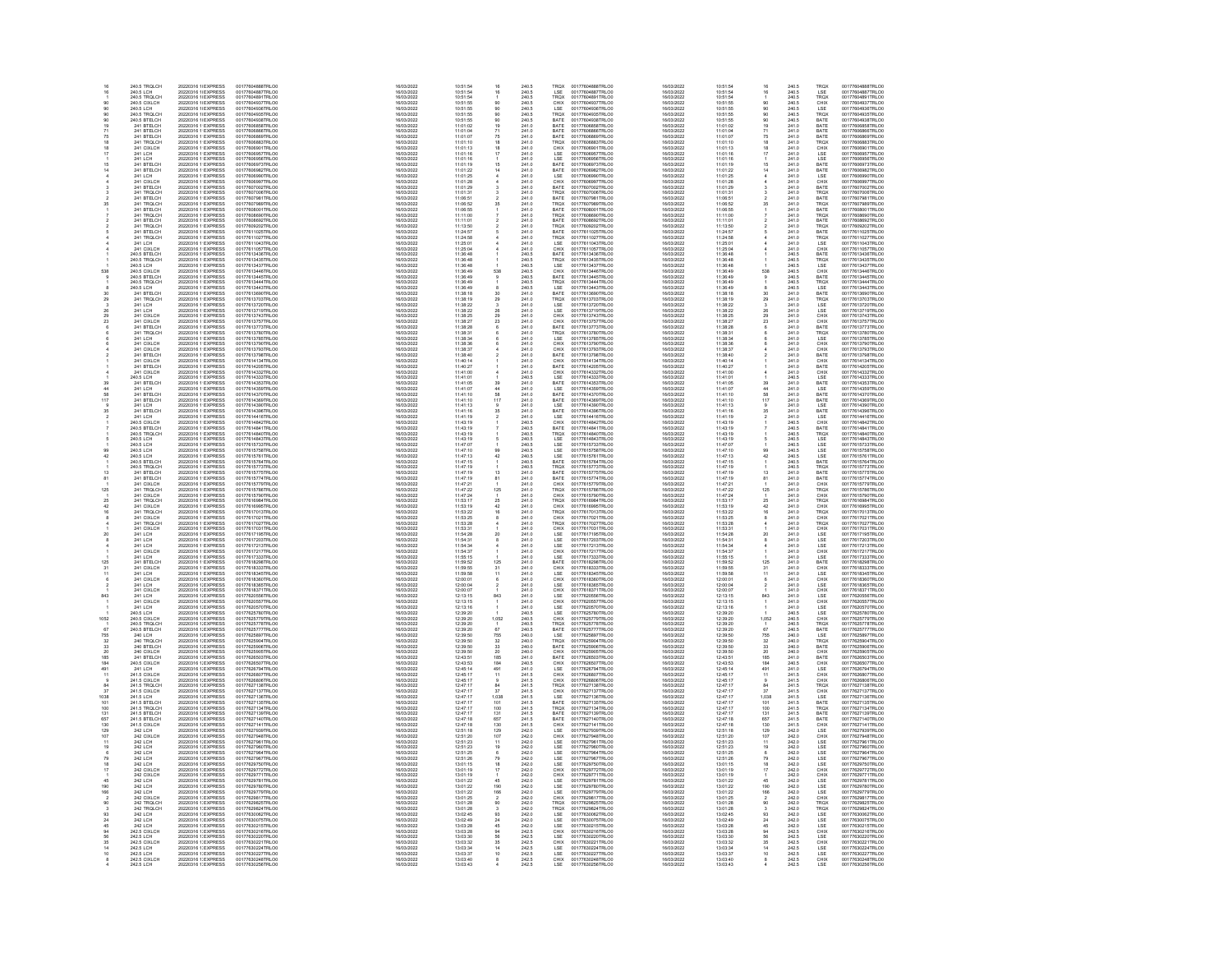| | | | | | | | | | | | | | | | |
|---|---|---|---|---|---|---|---|---|---|---|---|---|---|---|---|
| 16 | 240.5 TRQLCH | 20220316 1 EXPRESS | 00177604888TRLO0 | 16/03/2022 | 10:51:54 | 16 | 240.5 | TRQX | 00177604888TRLO0 | 16/03/2022 | 10:51:54 | 16 | 240.5 | TRQX | 00177604888TRLO0 |
| 16 | 240.5 LCH | 20220316 1 EXPRESS | 00177604887TRLO0 | 16/03/2022 | 10:51:54 | 16 | 240.5 | LSE | 00177604887TRLO0 | 16/03/2022 | 10:51:54 | 16 | 240.5 | LSE | 00177604887TRLO0 |
| 1 | 240.5 TRQLCH | 20220316 1 EXPRESS | 00177604891TRLO0 | 16/03/2022 | 10:51:54 | 1 | 240.5 | TRQX | 00177604891TRLO0 | 16/03/2022 | 10:51:54 | 1 | 240.5 | TRQX | 00177604891TRLO0 |
| 90 | 240.5 CXLCH | 20220316 1 EXPRESS | 00177604937TRLO0 | 16/03/2022 | 10:51:55 | 90 | 240.5 | CHIX | 00177604937TRLO0 | 16/03/2022 | 10:51:55 | 90 | 240.5 | CHIX | 00177604937TRLO0 |
| 90 | 240.5 LCH | 20220316 1 EXPRESS | 00177604936TRLO0 | 16/03/2022 | 10:51:55 | 90 | 240.5 | LSE | 00177604936TRLO0 | 16/03/2022 | 10:51:55 | 90 | 240.5 | LSE | 00177604936TRLO0 |
| 90 | 240.5 TRQLCH | 20220316 1 EXPRESS | 00177604935TRLO0 | 16/03/2022 | 10:51:55 | 90 | 240.5 | TRQX | 00177604935TRLO0 | 16/03/2022 | 10:51:55 | 90 | 240.5 | TRQX | 00177604935TRLO0 |
| 90 | 240.5 BTLECH | 20220316 1 EXPRESS | 00177604938TRLO0 | 16/03/2022 | 10:51:55 | 90 | 240.5 | BATE | 00177604938TRLO0 | 16/03/2022 | 10:51:55 | 90 | 240.5 | BATE | 00177604938TRLO0 |
| 19 | 241 BTLECH | 20220316 1 EXPRESS | 00177606858TRLO0 | 16/03/2022 | 11:01:02 | 19 | 241.0 | BATE | 00177606858TRLO0 | 16/03/2022 | 11:01:02 | 19 | 241.0 | BATE | 00177606858TRLO0 |
| 71 | 241 BTLECH | 20220316 1 EXPRESS | 00177606866TRLO0 | 16/03/2022 | 11:01:04 | 71 | 241.0 | BATE | 00177606866TRLO0 | 16/03/2022 | 11:01:04 | 71 | 241.0 | BATE | 00177606866TRLO0 |
| 75 | 241 BTLECH | 20220316 1 EXPRESS | 00177606869TRLO0 | 16/03/2022 | 11:01:07 | 75 | 241.0 | BATE | 00177606869TRLO0 | 16/03/2022 | 11:01:07 | 75 | 241.0 | BATE | 00177606869TRLO0 |
| 18 | 241 TRQLCH | 20220316 1 EXPRESS | 00177606883TRLO0 | 16/03/2022 | 11:01:10 | 18 | 241.0 | TRQX | 00177606883TRLO0 | 16/03/2022 | 11:01:10 | 18 | 241.0 | TRQX | 00177606883TRLO0 |
| 18 | 241 CXLCH | 20220316 1 EXPRESS | 00177606901TRLO0 | 16/03/2022 | 11:01:13 | 18 | 241.0 | CHIX | 00177606901TRLO0 | 16/03/2022 | 11:01:13 | 18 | 241.0 | CHIX | 00177606901TRLO0 |
| 17 | 241 LCH | 20220316 1 EXPRESS | 00177606957TRLO0 | 16/03/2022 | 11:01:16 | 17 | 241.0 | LSE | 00177606957TRLO0 | 16/03/2022 | 11:01:16 | 17 | 241.0 | LSE | 00177606957TRLO0 |
| 1 | 241 LCH | 20220316 1 EXPRESS | 00177606956TRLO0 | 16/03/2022 | 11:01:16 | 1 | 241.0 | LSE | 00177606956TRLO0 | 16/03/2022 | 11:01:16 | 1 | 241.0 | LSE | 00177606956TRLO0 |
| 15 | 241 BTLECH | 20220316 1 EXPRESS | 00177606973TRLO0 | 16/03/2022 | 11:01:19 | 15 | 241.0 | BATE | 00177606973TRLO0 | 16/03/2022 | 11:01:19 | 15 | 241.0 | BATE | 00177606973TRLO0 |
| 14 | 241 BTLECH | 20220316 1 EXPRESS | 00177606982TRLO0 | 16/03/2022 | 11:01:22 | 14 | 241.0 | BATE | 00177606982TRLO0 | 16/03/2022 | 11:01:22 | 14 | 241.0 | BATE | 00177606982TRLO0 |
| 4 | 241 LCH | 20220316 1 EXPRESS | 00177606990TRLO0 | 16/03/2022 | 11:01:25 | 4 | 241.0 | LSE | 00177606990TRLO0 | 16/03/2022 | 11:01:25 | 4 | 241.0 | LSE | 00177606990TRLO0 |
| 4 | 241 CXLCH | 20220316 1 EXPRESS | 00177606997TRLO0 | 16/03/2022 | 11:01:28 | 4 | 241.0 | CHIX | 00177606997TRLO0 | 16/03/2022 | 11:01:28 | 4 | 241.0 | CHIX | 00177606997TRLO0 |
| 3 | 241 BTLECH | 20220316 1 EXPRESS | 00177607002TRLO0 | 16/03/2022 | 11:01:29 | 3 | 241.0 | BATE | 00177607002TRLO0 | 16/03/2022 | 11:01:29 | 3 | 241.0 | BATE | 00177607002TRLO0 |
| 3 | 241 TRQLCH | 20220316 1 EXPRESS | 00177607006TRLO0 | 16/03/2022 | 11:01:31 | 3 | 241.0 | TRQX | 00177607006TRLO0 | 16/03/2022 | 11:01:31 | 3 | 241.0 | TRQX | 00177607006TRLO0 |
| 2 | 241 BTLECH | 20220316 1 EXPRESS | 00177607981TRLO0 | 16/03/2022 | 11:06:51 | 2 | 241.0 | BATE | 00177607981TRLO0 | 16/03/2022 | 11:06:51 | 2 | 241.0 | BATE | 00177607981TRLO0 |
| 35 | 241 TRQLCH | 20220316 1 EXPRESS | 00177607989TRLO0 | 16/03/2022 | 11:06:52 | 35 | 241.0 | TRQX | 00177607989TRLO0 | 16/03/2022 | 11:06:52 | 35 | 241.0 | TRQX | 00177607989TRLO0 |
| 1 | 241 BTLECH | 20220316 1 EXPRESS | 00177608001TRLO0 | 16/03/2022 | 11:06:55 | 1 | 241.0 | BATE | 00177608001TRLO0 | 16/03/2022 | 11:06:55 | 1 | 241.0 | BATE | 00177608001TRLO0 |
| 7 | 241 TRQLCH | 20220316 1 EXPRESS | 00177608690TRLO0 | 16/03/2022 | 11:11:00 | 7 | 241.0 | TRQX | 00177608690TRLO0 | 16/03/2022 | 11:11:00 | 7 | 241.0 | TRQX | 00177608690TRLO0 |
| 2 | 241 BTLECH | 20220316 1 EXPRESS | 00177608692TRLO0 | 16/03/2022 | 11:11:01 | 2 | 241.0 | BATE | 00177608692TRLO0 | 16/03/2022 | 11:11:01 | 2 | 241.0 | BATE | 00177608692TRLO0 |
| 2 | 241 TRQLCH | 20220316 1 EXPRESS | 00177609202TRLO0 | 16/03/2022 | 11:13:50 | 2 | 241.0 | TRQX | 00177609202TRLO0 | 16/03/2022 | 11:13:50 | 2 | 241.0 | TRQX | 00177609202TRLO0 |
| 5 | 241 BTLECH | 20220316 1 EXPRESS | 00177611025TRLO0 | 16/03/2022 | 11:24:57 | 5 | 241.0 | BATE | 00177611025TRLO0 | 16/03/2022 | 11:24:57 | 5 | 241.0 | BATE | 00177611025TRLO0 |
| 4 | 241 TRQLCH | 20220316 1 EXPRESS | 00177611027TRLO0 | 16/03/2022 | 11:24:58 | 4 | 241.0 | TRQX | 00177611027TRLO0 | 16/03/2022 | 11:24:58 | 4 | 241.0 | TRQX | 00177611027TRLO0 |
| 4 | 241 LCH | 20220316 1 EXPRESS | 00177611043TRLO0 | 16/03/2022 | 11:25:01 | 4 | 241.0 | LSE | 00177611043TRLO0 | 16/03/2022 | 11:25:01 | 4 | 241.0 | LSE | 00177611043TRLO0 |
| 4 | 241 CXLCH | 20220316 1 EXPRESS | 00177611057TRLO0 | 16/03/2022 | 11:25:04 | 4 | 241.0 | CHIX | 00177611057TRLO0 | 16/03/2022 | 11:25:04 | 4 | 241.0 | CHIX | 00177611057TRLO0 |
| 1 | 240.5 BTLECH | 20220316 1 EXPRESS | 00177613436TRLO0 | 16/03/2022 | 11:36:48 | 1 | 240.5 | BATE | 00177613436TRLO0 | 16/03/2022 | 11:36:48 | 1 | 240.5 | BATE | 00177613436TRLO0 |
| 1 | 240.5 TRQLCH | 20220316 1 EXPRESS | 00177613435TRLO0 | 16/03/2022 | 11:36:48 | 1 | 240.5 | TRQX | 00177613435TRLO0 | 16/03/2022 | 11:36:48 | 1 | 240.5 | TRQX | 00177613435TRLO0 |
| 1 | 240.5 LCH | 20220316 1 EXPRESS | 00177613437TRLO0 | 16/03/2022 | 11:36:48 | 1 | 240.5 | LSE | 00177613437TRLO0 | 16/03/2022 | 11:36:48 | 1 | 240.5 | LSE | 00177613437TRLO0 |
| 538 | 240.5 CXLCH | 20220316 1 EXPRESS | 00177613446TRLO0 | 16/03/2022 | 11:36:49 | 538 | 240.5 | CHIX | 00177613446TRLO0 | 16/03/2022 | 11:36:49 | 538 | 240.5 | CHIX | 00177613446TRLO0 |
| 9 | 240.5 BTLECH | 20220316 1 EXPRESS | 00177613445TRLO0 | 16/03/2022 | 11:36:49 | 9 | 240.5 | BATE | 00177613445TRLO0 | 16/03/2022 | 11:36:49 | 9 | 240.5 | BATE | 00177613445TRLO0 |
| 1 | 240.5 TRQLCH | 20220316 1 EXPRESS | 00177613444TRLO0 | 16/03/2022 | 11:36:49 | 1 | 240.5 | TRQX | 00177613444TRLO0 | 16/03/2022 | 11:36:49 | 1 | 240.5 | TRQX | 00177613444TRLO0 |
| 8 | 240.5 LCH | 20220316 1 EXPRESS | 00177613443TRLO0 | 16/03/2022 | 11:36:49 | 8 | 240.5 | LSE | 00177613443TRLO0 | 16/03/2022 | 11:36:49 | 8 | 240.5 | LSE | 00177613443TRLO0 |
| 30 | 241 BTLECH | 20220316 1 EXPRESS | 00177613690TRLO0 | 16/03/2022 | 11:38:18 | 30 | 241.0 | BATE | 00177613690TRLO0 | 16/03/2022 | 11:38:18 | 30 | 241.0 | BATE | 00177613690TRLO0 |
| 29 | 241 TRQLCH | 20220316 1 EXPRESS | 00177613703TRLO0 | 16/03/2022 | 11:38:19 | 29 | 241.0 | TRQX | 00177613703TRLO0 | 16/03/2022 | 11:38:19 | 29 | 241.0 | TRQX | 00177613703TRLO0 |
| 3 | 241 LCH | 20220316 1 EXPRESS | 00177613720TRLO0 | 16/03/2022 | 11:38:22 | 3 | 241.0 | LSE | 00177613720TRLO0 | 16/03/2022 | 11:38:22 | 3 | 241.0 | LSE | 00177613720TRLO0 |
| 26 | 241 LCH | 20220316 1 EXPRESS | 00177613719TRLO0 | 16/03/2022 | 11:38:22 | 26 | 241.0 | LSE | 00177613719TRLO0 | 16/03/2022 | 11:38:22 | 26 | 241.0 | LSE | 00177613719TRLO0 |
| 29 | 241 CXLCH | 20220316 1 EXPRESS | 00177613743TRLO0 | 16/03/2022 | 11:38:25 | 29 | 241.0 | CHIX | 00177613743TRLO0 | 16/03/2022 | 11:38:25 | 29 | 241.0 | CHIX | 00177613743TRLO0 |
| 23 | 241 CXLCH | 20220316 1 EXPRESS | 00177613757TRLO0 | 16/03/2022 | 11:38:27 | 23 | 241.0 | CHIX | 00177613757TRLO0 | 16/03/2022 | 11:38:27 | 23 | 241.0 | CHIX | 00177613757TRLO0 |
| 6 | 241 BTLECH | 20220316 1 EXPRESS | 00177613773TRLO0 | 16/03/2022 | 11:38:28 | 6 | 241.0 | BATE | 00177613773TRLO0 | 16/03/2022 | 11:38:28 | 6 | 241.0 | BATE | 00177613773TRLO0 |
| 6 | 241 TRQLCH | 20220316 1 EXPRESS | 00177613780TRLO0 | 16/03/2022 | 11:38:31 | 6 | 241.0 | TRQX | 00177613780TRLO0 | 16/03/2022 | 11:38:31 | 6 | 241.0 | TRQX | 00177613780TRLO0 |
| 6 | 241 LCH | 20220316 1 EXPRESS | 00177613785TRLO0 | 16/03/2022 | 11:38:34 | 6 | 241.0 | LSE | 00177613785TRLO0 | 16/03/2022 | 11:38:34 | 6 | 241.0 | LSE | 00177613785TRLO0 |
| 6 | 241 CXLCH | 20220316 1 EXPRESS | 00177613790TRLO0 | 16/03/2022 | 11:38:36 | 6 | 241.0 | CHIX | 00177613790TRLO0 | 16/03/2022 | 11:38:36 | 6 | 241.0 | CHIX | 00177613790TRLO0 |
| 4 | 241 CXLCH | 20220316 1 EXPRESS | 00177613793TRLO0 | 16/03/2022 | 11:38:37 | 4 | 241.0 | CHIX | 00177613793TRLO0 | 16/03/2022 | 11:38:37 | 4 | 241.0 | CHIX | 00177613793TRLO0 |
| 2 | 241 BTLECH | 20220316 1 EXPRESS | 00177613798TRLO0 | 16/03/2022 | 11:38:40 | 2 | 241.0 | BATE | 00177613798TRLO0 | 16/03/2022 | 11:38:40 | 2 | 241.0 | BATE | 00177613798TRLO0 |
| 1 | 241 CXLCH | 20220316 1 EXPRESS | 00177614134TRLO0 | 16/03/2022 | 11:40:14 | 1 | 241.0 | CHIX | 00177614134TRLO0 | 16/03/2022 | 11:40:14 | 1 | 241.0 | CHIX | 00177614134TRLO0 |
| 1 | 241 BTLECH | 20220316 1 EXPRESS | 00177614205TRLO0 | 16/03/2022 | 11:40:27 | 1 | 241.0 | BATE | 00177614205TRLO0 | 16/03/2022 | 11:40:27 | 1 | 241.0 | BATE | 00177614205TRLO0 |
| 4 | 241 CXLCH | 20220316 1 EXPRESS | 00177614332TRLO0 | 16/03/2022 | 11:41:00 | 4 | 241.0 | CHIX | 00177614332TRLO0 | 16/03/2022 | 11:41:00 | 4 | 241.0 | CHIX | 00177614332TRLO0 |
| 1 | 240.5 LCH | 20220316 1 EXPRESS | 00177614333TRLO0 | 16/03/2022 | 11:41:01 | 1 | 240.5 | LSE | 00177614333TRLO0 | 16/03/2022 | 11:41:01 | 1 | 240.5 | LSE | 00177614333TRLO0 |
| 39 | 241 BTLECH | 20220316 1 EXPRESS | 00177614353TRLO0 | 16/03/2022 | 11:41:05 | 39 | 241.0 | BATE | 00177614353TRLO0 | 16/03/2022 | 11:41:05 | 39 | 241.0 | BATE | 00177614353TRLO0 |
| 44 | 241 LCH | 20220316 1 EXPRESS | 00177614359TRLO0 | 16/03/2022 | 11:41:07 | 44 | 241.0 | LSE | 00177614359TRLO0 | 16/03/2022 | 11:41:07 | 44 | 241.0 | LSE | 00177614359TRLO0 |
| 58 | 241 BTLECH | 20220316 1 EXPRESS | 00177614370TRLO0 | 16/03/2022 | 11:41:10 | 58 | 241.0 | BATE | 00177614370TRLO0 | 16/03/2022 | 11:41:10 | 58 | 241.0 | BATE | 00177614370TRLO0 |
| 117 | 241 BTLECH | 20220316 1 EXPRESS | 00177614369TRLO0 | 16/03/2022 | 11:41:10 | 117 | 241.0 | BATE | 00177614369TRLO0 | 16/03/2022 | 11:41:10 | 117 | 241.0 | BATE | 00177614369TRLO0 |
| 9 | 241 LCH | 20220316 1 EXPRESS | 00177614390TRLO0 | 16/03/2022 | 11:41:13 | 9 | 241.0 | LSE | 00177614390TRLO0 | 16/03/2022 | 11:41:13 | 9 | 241.0 | LSE | 00177614390TRLO0 |
| 35 | 241 BTLECH | 20220316 1 EXPRESS | 00177614396TRLO0 | 16/03/2022 | 11:41:16 | 35 | 241.0 | BATE | 00177614396TRLO0 | 16/03/2022 | 11:41:16 | 35 | 241.0 | BATE | 00177614396TRLO0 |
| 2 | 241 LCH | 20220316 1 EXPRESS | 00177614416TRLO0 | 16/03/2022 | 11:41:19 | 2 | 241.0 | LSE | 00177614416TRLO0 | 16/03/2022 | 11:41:19 | 2 | 241.0 | LSE | 00177614416TRLO0 |
| 1 | 240.5 CXLCH | 20220316 1 EXPRESS | 00177614842TRLO0 | 16/03/2022 | 11:43:19 | 1 | 240.5 | CHIX | 00177614842TRLO0 | 16/03/2022 | 11:43:19 | 1 | 240.5 | CHIX | 00177614842TRLO0 |
| 7 | 240.5 BTLECH | 20220316 1 EXPRESS | 00177614841TRLO0 | 16/03/2022 | 11:43:19 | 7 | 240.5 | BATE | 00177614841TRLO0 | 16/03/2022 | 11:43:19 | 7 | 240.5 | BATE | 00177614841TRLO0 |
| 1 | 240.5 TRQLCH | 20220316 1 EXPRESS | 00177614840TRLO0 | 16/03/2022 | 11:43:19 | 1 | 240.5 | TRQX | 00177614840TRLO0 | 16/03/2022 | 11:43:19 | 1 | 240.5 | TRQX | 00177614840TRLO0 |
| 5 | 240.5 LCH | 20220316 1 EXPRESS | 00177614843TRLO0 | 16/03/2022 | 11:43:19 | 5 | 240.5 | LSE | 00177614843TRLO0 | 16/03/2022 | 11:43:19 | 5 | 240.5 | LSE | 00177614843TRLO0 |
| 1 | 240.5 LCH | 20220316 1 EXPRESS | 00177615733TRLO0 | 16/03/2022 | 11:47:07 | 1 | 240.5 | LSE | 00177615733TRLO0 | 16/03/2022 | 11:47:07 | 1 | 240.5 | LSE | 00177615733TRLO0 |
| 99 | 240.5 LCH | 20220316 1 EXPRESS | 00177615758TRLO0 | 16/03/2022 | 11:47:10 | 99 | 240.5 | LSE | 00177615758TRLO0 | 16/03/2022 | 11:47:10 | 99 | 240.5 | LSE | 00177615758TRLO0 |
| 42 | 240.5 LCH | 20220316 1 EXPRESS | 00177615761TRLO0 | 16/03/2022 | 11:47:13 | 42 | 240.5 | LSE | 00177615761TRLO0 | 16/03/2022 | 11:47:13 | 42 | 240.5 | LSE | 00177615761TRLO0 |
| 1 | 240.5 BTLECH | 20220316 1 EXPRESS | 00177615764TRLO0 | 16/03/2022 | 11:47:15 | 1 | 240.5 | BATE | 00177615764TRLO0 | 16/03/2022 | 11:47:15 | 1 | 240.5 | BATE | 00177615764TRLO0 |
| 1 | 240.5 TRQLCH | 20220316 1 EXPRESS | 00177615773TRLO0 | 16/03/2022 | 11:47:19 | 1 | 240.5 | TRQX | 00177615773TRLO0 | 16/03/2022 | 11:47:19 | 1 | 240.5 | TRQX | 00177615773TRLO0 |
| 13 | 241 BTLECH | 20220316 1 EXPRESS | 00177615775TRLO0 | 16/03/2022 | 11:47:19 | 13 | 241.0 | BATE | 00177615775TRLO0 | 16/03/2022 | 11:47:19 | 13 | 241.0 | BATE | 00177615775TRLO0 |
| 81 | 241 BTLECH | 20220316 1 EXPRESS | 00177615774TRLO0 | 16/03/2022 | 11:47:19 | 81 | 241.0 | BATE | 00177615774TRLO0 | 16/03/2022 | 11:47:19 | 81 | 241.0 | BATE | 00177615774TRLO0 |
| 1 | 241 CXLCH | 20220316 1 EXPRESS | 00177615779TRLO0 | 16/03/2022 | 11:47:21 | 1 | 241.0 | CHIX | 00177615779TRLO0 | 16/03/2022 | 11:47:21 | 1 | 241.0 | CHIX | 00177615779TRLO0 |
| 125 | 241 TRQLCH | 20220316 1 EXPRESS | 00177615786TRLO0 | 16/03/2022 | 11:47:22 | 125 | 241.0 | TRQX | 00177615786TRLO0 | 16/03/2022 | 11:47:22 | 125 | 241.0 | TRQX | 00177615786TRLO0 |
| 1 | 241 CXLCH | 20220316 1 EXPRESS | 00177615790TRLO0 | 16/03/2022 | 11:47:24 | 1 | 241.0 | CHIX | 00177615790TRLO0 | 16/03/2022 | 11:47:24 | 1 | 241.0 | CHIX | 00177615790TRLO0 |
| 25 | 241 TRQLCH | 20220316 1 EXPRESS | 00177616984TRLO0 | 16/03/2022 | 11:53:17 | 25 | 241.0 | TRQX | 00177616984TRLO0 | 16/03/2022 | 11:53:17 | 25 | 241.0 | TRQX | 00177616984TRLO0 |
| 42 | 241 CXLCH | 20220316 1 EXPRESS | 00177616995TRLO0 | 16/03/2022 | 11:53:19 | 42 | 241.0 | CHIX | 00177616995TRLO0 | 16/03/2022 | 11:53:19 | 42 | 241.0 | CHIX | 00177616995TRLO0 |
| 16 | 241 TRQLCH | 20220316 1 EXPRESS | 00177617013TRLO0 | 16/03/2022 | 11:53:22 | 16 | 241.0 | TRQX | 00177617013TRLO0 | 16/03/2022 | 11:53:22 | 16 | 241.0 | TRQX | 00177617013TRLO0 |
| 8 | 241 CXLCH | 20220316 1 EXPRESS | 00177617021TRLO0 | 16/03/2022 | 11:53:25 | 8 | 241.0 | CHIX | 00177617021TRLO0 | 16/03/2022 | 11:53:25 | 8 | 241.0 | CHIX | 00177617021TRLO0 |
| 4 | 241 TRQLCH | 20220316 1 EXPRESS | 00177617027TRLO0 | 16/03/2022 | 11:53:28 | 4 | 241.0 | TRQX | 00177617027TRLO0 | 16/03/2022 | 11:53:28 | 4 | 241.0 | TRQX | 00177617027TRLO0 |
| 1 | 241 CXLCH | 20220316 1 EXPRESS | 00177617031TRLO0 | 16/03/2022 | 11:53:31 | 1 | 241.0 | CHIX | 00177617031TRLO0 | 16/03/2022 | 11:53:31 | 1 | 241.0 | CHIX | 00177617031TRLO0 |
| 20 | 241 LCH | 20220316 1 EXPRESS | 00177617195TRLO0 | 16/03/2022 | 11:54:28 | 20 | 241.0 | LSE | 00177617195TRLO0 | 16/03/2022 | 11:54:28 | 20 | 241.0 | LSE | 00177617195TRLO0 |
| 8 | 241 LCH | 20220316 1 EXPRESS | 00177617203TRLO0 | 16/03/2022 | 11:54:31 | 8 | 241.0 | LSE | 00177617203TRLO0 | 16/03/2022 | 11:54:31 | 8 | 241.0 | LSE | 00177617203TRLO0 |
| 4 | 241 LCH | 20220316 1 EXPRESS | 00177617213TRLO0 | 16/03/2022 | 11:54:34 | 4 | 241.0 | LSE | 00177617213TRLO0 | 16/03/2022 | 11:54:34 | 4 | 241.0 | LSE | 00177617213TRLO0 |
| 1 | 241 CXLCH | 20220316 1 EXPRESS | 00177617217TRLO0 | 16/03/2022 | 11:54:37 | 1 | 241.0 | CHIX | 00177617217TRLO0 | 16/03/2022 | 11:54:37 | 1 | 241.0 | CHIX | 00177617217TRLO0 |
| 1 | 241 LCH | 20220316 1 EXPRESS | 00177617333TRLO0 | 16/03/2022 | 11:55:15 | 1 | 241.0 | LSE | 00177617333TRLO0 | 16/03/2022 | 11:55:15 | 1 | 241.0 | LSE | 00177617333TRLO0 |
| 125 | 241 BTLECH | 20220316 1 EXPRESS | 00177618298TRLO0 | 16/03/2022 | 11:59:52 | 125 | 241.0 | BATE | 00177618298TRLO0 | 16/03/2022 | 11:59:52 | 125 | 241.0 | BATE | 00177618298TRLO0 |
| 31 | 241 CXLCH | 20220316 1 EXPRESS | 00177618333TRLO0 | 16/03/2022 | 11:59:55 | 31 | 241.0 | CHIX | 00177618333TRLO0 | 16/03/2022 | 11:59:55 | 31 | 241.0 | CHIX | 00177618333TRLO0 |
| 11 | 241 LCH | 20220316 1 EXPRESS | 00177618345TRLO0 | 16/03/2022 | 11:59:58 | 11 | 241.0 | LSE | 00177618345TRLO0 | 16/03/2022 | 11:59:58 | 11 | 241.0 | LSE | 00177618345TRLO0 |
| 6 | 241 CXLCH | 20220316 1 EXPRESS | 00177618360TRLO0 | 16/03/2022 | 12:00:01 | 6 | 241.0 | CHIX | 00177618360TRLO0 | 16/03/2022 | 12:00:01 | 6 | 241.0 | CHIX | 00177618360TRLO0 |
| 2 | 241 LCH | 20220316 1 EXPRESS | 00177618365TRLO0 | 16/03/2022 | 12:00:04 | 2 | 241.0 | LSE | 00177618365TRLO0 | 16/03/2022 | 12:00:04 | 2 | 241.0 | LSE | 00177618365TRLO0 |
| 1 | 241 CXLCH | 20220316 1 EXPRESS | 00177618371TRLO0 | 16/03/2022 | 12:00:07 | 1 | 241.0 | CHIX | 00177618371TRLO0 | 16/03/2022 | 12:00:07 | 1 | 241.0 | CHIX | 00177618371TRLO0 |
| 843 | 241 LCH | 20220316 1 EXPRESS | 00177620556TRLO0 | 16/03/2022 | 12:13:15 | 843 | 241.0 | LSE | 00177620556TRLO0 | 16/03/2022 | 12:13:15 | 843 | 241.0 | LSE | 00177620556TRLO0 |
| 1 | 241 CXLCH | 20220316 1 EXPRESS | 00177620557TRLO0 | 16/03/2022 | 12:13:15 | 1 | 241.0 | CHIX | 00177620557TRLO0 | 16/03/2022 | 12:13:15 | 1 | 241.0 | CHIX | 00177620557TRLO0 |
| 1 | 241 LCH | 20220316 1 EXPRESS | 00177620570TRLO0 | 16/03/2022 | 12:13:16 | 1 | 241.0 | LSE | 00177620570TRLO0 | 16/03/2022 | 12:13:16 | 1 | 241.0 | LSE | 00177620570TRLO0 |
| 1 | 240.5 LCH | 20220316 1 EXPRESS | 00177625780TRLO0 | 16/03/2022 | 12:39:20 | 1 | 240.5 | LSE | 00177625780TRLO0 | 16/03/2022 | 12:39:20 | 1 | 240.5 | LSE | 00177625780TRLO0 |
| 1052 | 240.5 CXLCH | 20220316 1 EXPRESS | 00177625779TRLO0 | 16/03/2022 | 12:39:20 | 1,052 | 240.5 | CHIX | 00177625779TRLO0 | 16/03/2022 | 12:39:20 | 1,052 | 240.5 | CHIX | 00177625779TRLO0 |
| 1 | 240.5 TRQLCH | 20220316 1 EXPRESS | 00177625778TRLO0 | 16/03/2022 | 12:39:20 | 1 | 240.5 | TRQX | 00177625778TRLO0 | 16/03/2022 | 12:39:20 | 1 | 240.5 | TRQX | 00177625778TRLO0 |
| 67 | 240.5 BTLECH | 20220316 1 EXPRESS | 00177625777TRLO0 | 16/03/2022 | 12:39:20 | 67 | 240.5 | BATE | 00177625777TRLO0 | 16/03/2022 | 12:39:20 | 67 | 240.5 | BATE | 00177625777TRLO0 |
| 755 | 240 LCH | 20220316 1 EXPRESS | 00177625897TRLO0 | 16/03/2022 | 12:39:50 | 755 | 240.0 | LSE | 00177625897TRLO0 | 16/03/2022 | 12:39:50 | 755 | 240.0 | LSE | 00177625897TRLO0 |
| 32 | 240 TRQLCH | 20220316 1 EXPRESS | 00177625904TRLO0 | 16/03/2022 | 12:39:50 | 32 | 240.0 | TRQX | 00177625904TRLO0 | 16/03/2022 | 12:39:50 | 32 | 240.0 | TRQX | 00177625904TRLO0 |
| 33 | 240 BTLECH | 20220316 1 EXPRESS | 00177625906TRLO0 | 16/03/2022 | 12:39:50 | 33 | 240.0 | BATE | 00177625906TRLO0 | 16/03/2022 | 12:39:50 | 33 | 240.0 | BATE | 00177625906TRLO0 |
| 20 | 240 CXLCH | 20220316 1 EXPRESS | 00177625905TRLO0 | 16/03/2022 | 12:39:50 | 20 | 240.0 | CHIX | 00177625905TRLO0 | 16/03/2022 | 12:39:50 | 20 | 240.0 | CHIX | 00177625905TRLO0 |
| 185 | 241 BTLECH | 20220316 1 EXPRESS | 00177626503TRLO0 | 16/03/2022 | 12:43:51 | 185 | 241.0 | BATE | 00177626503TRLO0 | 16/03/2022 | 12:43:51 | 185 | 241.0 | BATE | 00177626503TRLO0 |
| 184 | 240.5 CXLCH | 20220316 1 EXPRESS | 00177626507TRLO0 | 16/03/2022 | 12:43:53 | 184 | 240.5 | CHIX | 00177626507TRLO0 | 16/03/2022 | 12:43:53 | 184 | 240.5 | CHIX | 00177626507TRLO0 |
| 491 | 241 LCH | 20220316 1 EXPRESS | 00177626794TRLO0 | 16/03/2022 | 12:45:14 | 491 | 241.0 | LSE | 00177626794TRLO0 | 16/03/2022 | 12:45:14 | 491 | 241.0 | LSE | 00177626794TRLO0 |
| 11 | 241.5 CXLCH | 20220316 1 EXPRESS | 00177626807TRLO0 | 16/03/2022 | 12:45:17 | 11 | 241.5 | CHIX | 00177626807TRLO0 | 16/03/2022 | 12:45:17 | 11 | 241.5 | CHIX | 00177626807TRLO0 |
| 9 | 241.5 CXLCH | 20220316 1 EXPRESS | 00177626806TRLO0 | 16/03/2022 | 12:45:17 | 9 | 241.5 | CHIX | 00177626806TRLO0 | 16/03/2022 | 12:45:17 | 9 | 241.5 | CHIX | 00177626806TRLO0 |
| 84 | 241.5 TRQLCH | 20220316 1 EXPRESS | 00177627138TRLO0 | 16/03/2022 | 12:47:17 | 84 | 241.5 | TRQX | 00177627138TRLO0 | 16/03/2022 | 12:47:17 | 84 | 241.5 | TRQX | 00177627138TRLO0 |
| 37 | 241.5 CXLCH | 20220316 1 EXPRESS | 00177627137TRLO0 | 16/03/2022 | 12:47:17 | 37 | 241.5 | CHIX | 00177627137TRLO0 | 16/03/2022 | 12:47:17 | 37 | 241.5 | CHIX | 00177627137TRLO0 |
| 1038 | 241.5 LCH | 20220316 1 EXPRESS | 00177627136TRLO0 | 16/03/2022 | 12:47:17 | 1,038 | 241.5 | LSE | 00177627136TRLO0 | 16/03/2022 | 12:47:17 | 1,038 | 241.5 | LSE | 00177627136TRLO0 |
| 101 | 241.5 BTLECH | 20220316 1 EXPRESS | 00177627135TRLO0 | 16/03/2022 | 12:47:17 | 101 | 241.5 | BATE | 00177627135TRLO0 | 16/03/2022 | 12:47:17 | 101 | 241.5 | BATE | 00177627135TRLO0 |
| 100 | 241.5 TRQLCH | 20220316 1 EXPRESS | 00177627134TRLO0 | 16/03/2022 | 12:47:17 | 100 | 241.5 | TRQX | 00177627134TRLO0 | 16/03/2022 | 12:47:17 | 100 | 241.5 | TRQX | 00177627134TRLO0 |
| 131 | 241.5 BTLECH | 20220316 1 EXPRESS | 00177627139TRLO0 | 16/03/2022 | 12:47:17 | 131 | 241.5 | BATE | 00177627139TRLO0 | 16/03/2022 | 12:47:17 | 131 | 241.5 | BATE | 00177627139TRLO0 |
| 657 | 241.5 BTLECH | 20220316 1 EXPRESS | 00177627140TRLO0 | 16/03/2022 | 12:47:18 | 657 | 241.5 | BATE | 00177627140TRLO0 | 16/03/2022 | 12:47:18 | 657 | 241.5 | BATE | 00177627140TRLO0 |
| 130 | 241.5 CXLCH | 20220316 1 EXPRESS | 00177627141TRLO0 | 16/03/2022 | 12:47:18 | 130 | 241.5 | CHIX | 00177627141TRLO0 | 16/03/2022 | 12:47:18 | 130 | 241.5 | CHIX | 00177627141TRLO0 |
| 129 | 242 LCH | 20220316 1 EXPRESS | 00177627939TRLO0 | 16/03/2022 | 12:51:18 | 129 | 242.0 | LSE | 00177627939TRLO0 | 16/03/2022 | 12:51:18 | 129 | 242.0 | LSE | 00177627939TRLO0 |
| 107 | 242 CXLCH | 20220316 1 EXPRESS | 00177627948TRLO0 | 16/03/2022 | 12:51:20 | 107 | 242.0 | CHIX | 00177627948TRLO0 | 16/03/2022 | 12:51:20 | 107 | 242.0 | CHIX | 00177627948TRLO0 |
| 11 | 242 LCH | 20220316 1 EXPRESS | 00177627961TRLO0 | 16/03/2022 | 12:51:23 | 11 | 242.0 | LSE | 00177627961TRLO0 | 16/03/2022 | 12:51:23 | 11 | 242.0 | LSE | 00177627961TRLO0 |
| 19 | 242 LCH | 20220316 1 EXPRESS | 00177627960TRLO0 | 16/03/2022 | 12:51:23 | 19 | 242.0 | LSE | 00177627960TRLO0 | 16/03/2022 | 12:51:23 | 19 | 242.0 | LSE | 00177627960TRLO0 |
| 6 | 242 LCH | 20220316 1 EXPRESS | 00177627964TRLO0 | 16/03/2022 | 12:51:25 | 6 | 242.0 | LSE | 00177627964TRLO0 | 16/03/2022 | 12:51:25 | 6 | 242.0 | LSE | 00177627964TRLO0 |
| 79 | 242 LCH | 20220316 1 EXPRESS | 00177627967TRLO0 | 16/03/2022 | 12:51:26 | 79 | 242.0 | LSE | 00177627967TRLO0 | 16/03/2022 | 12:51:26 | 79 | 242.0 | LSE | 00177627967TRLO0 |
| 18 | 242 LCH | 20220316 1 EXPRESS | 00177629750TRLO0 | 16/03/2022 | 13:01:15 | 18 | 242.0 | LSE | 00177629750TRLO0 | 16/03/2022 | 13:01:15 | 18 | 242.0 | LSE | 00177629750TRLO0 |
| 17 | 242 CXLCH | 20220316 1 EXPRESS | 00177629772TRLO0 | 16/03/2022 | 13:01:19 | 17 | 242.0 | CHIX | 00177629772TRLO0 | 16/03/2022 | 13:01:19 | 17 | 242.0 | CHIX | 00177629772TRLO0 |
| 1 | 242 CXLCH | 20220316 1 EXPRESS | 00177629771TRLO0 | 16/03/2022 | 13:01:19 | 1 | 242.0 | CHIX | 00177629771TRLO0 | 16/03/2022 | 13:01:19 | 1 | 242.0 | CHIX | 00177629771TRLO0 |
| 45 | 242 LCH | 20220316 1 EXPRESS | 00177629781TRLO0 | 16/03/2022 | 13:01:22 | 45 | 242.0 | LSE | 00177629781TRLO0 | 16/03/2022 | 13:01:22 | 45 | 242.0 | LSE | 00177629781TRLO0 |
| 190 | 242 LCH | 20220316 1 EXPRESS | 00177629780TRLO0 | 16/03/2022 | 13:01:22 | 190 | 242.0 | LSE | 00177629780TRLO0 | 16/03/2022 | 13:01:22 | 190 | 242.0 | LSE | 00177629780TRLO0 |
| 166 | 242 LCH | 20220316 1 EXPRESS | 00177629779TRLO0 | 16/03/2022 | 13:01:22 | 166 | 242.0 | LSE | 00177629779TRLO0 | 16/03/2022 | 13:01:22 | 166 | 242.0 | LSE | 00177629779TRLO0 |
| 2 | 242 CXLCH | 20220316 1 EXPRESS | 00177629817TRLO0 | 16/03/2022 | 13:01:25 | 2 | 242.0 | CHIX | 00177629817TRLO0 | 16/03/2022 | 13:01:25 | 2 | 242.0 | CHIX | 00177629817TRLO0 |
| 90 | 242 TRQLCH | 20220316 1 EXPRESS | 00177629825TRLO0 | 16/03/2022 | 13:01:28 | 90 | 242.0 | TRQX | 00177629825TRLO0 | 16/03/2022 | 13:01:28 | 90 | 242.0 | TRQX | 00177629825TRLO0 |
| 3 | 242 TRQLCH | 20220316 1 EXPRESS | 00177629824TRLO0 | 16/03/2022 | 13:01:28 | 3 | 242.0 | TRQX | 00177629824TRLO0 | 16/03/2022 | 13:01:28 | 3 | 242.0 | TRQX | 00177629824TRLO0 |
| 93 | 242 LCH | 20220316 1 EXPRESS | 00177630062TRLO0 | 16/03/2022 | 13:02:45 | 93 | 242.0 | LSE | 00177630062TRLO0 | 16/03/2022 | 13:02:45 | 93 | 242.0 | LSE | 00177630062TRLO0 |
| 24 | 242 LCH | 20220316 1 EXPRESS | 00177630075TRLO0 | 16/03/2022 | 13:02:49 | 24 | 242.0 | LSE | 00177630075TRLO0 | 16/03/2022 | 13:02:49 | 24 | 242.0 | LSE | 00177630075TRLO0 |
| 45 | 242 LCH | 20220316 1 EXPRESS | 00177630215TRLO0 | 16/03/2022 | 13:03:28 | 45 | 242.0 | LSE | 00177630215TRLO0 | 16/03/2022 | 13:03:28 | 45 | 242.0 | LSE | 00177630215TRLO0 |
| 94 | 242.5 CXLCH | 20220316 1 EXPRESS | 00177630216TRLO0 | 16/03/2022 | 13:03:28 | 94 | 242.5 | CHIX | 00177630216TRLO0 | 16/03/2022 | 13:03:28 | 94 | 242.5 | CHIX | 00177630216TRLO0 |
| 56 | 242.5 LCH | 20220316 1 EXPRESS | 00177630220TRLO0 | 16/03/2022 | 13:03:30 | 56 | 242.5 | LSE | 00177630220TRLO0 | 16/03/2022 | 13:03:30 | 56 | 242.5 | LSE | 00177630220TRLO0 |
| 35 | 242.5 CXLCH | 20220316 1 EXPRESS | 00177630221TRLO0 | 16/03/2022 | 13:03:32 | 35 | 242.5 | CHIX | 00177630221TRLO0 | 16/03/2022 | 13:03:32 | 35 | 242.5 | CHIX | 00177630221TRLO0 |
| 14 | 242.5 LCH | 20220316 1 EXPRESS | 00177630224TRLO0 | 16/03/2022 | 13:03:34 | 14 | 242.5 | LSE | 00177630224TRLO0 | 16/03/2022 | 13:03:34 | 14 | 242.5 | LSE | 00177630224TRLO0 |
| 10 | 242.5 LCH | 20220316 1 EXPRESS | 00177630227TRLO0 | 16/03/2022 | 13:03:37 | 10 | 242.5 | LSE | 00177630227TRLO0 | 16/03/2022 | 13:03:37 | 10 | 242.5 | LSE | 00177630227TRLO0 |
| 8 | 242.5 CXLCH | 20220316 1 EXPRESS | 00177630248TRLO0 | 16/03/2022 | 13:03:40 | 8 | 242.5 | CHIX | 00177630248TRLO0 | 16/03/2022 | 13:03:40 | 8 | 242.5 | CHIX | 00177630248TRLO0 |
| 4 | 242.5 LCH | 20220316 1 EXPRESS | 00177630256TRLO0 | 16/03/2022 | 13:03:43 | 4 | 242.5 | LSE | 00177630256TRLO0 | 16/03/2022 | 13:03:43 | 4 | 242.5 | LSE | 00177630256TRLO0 |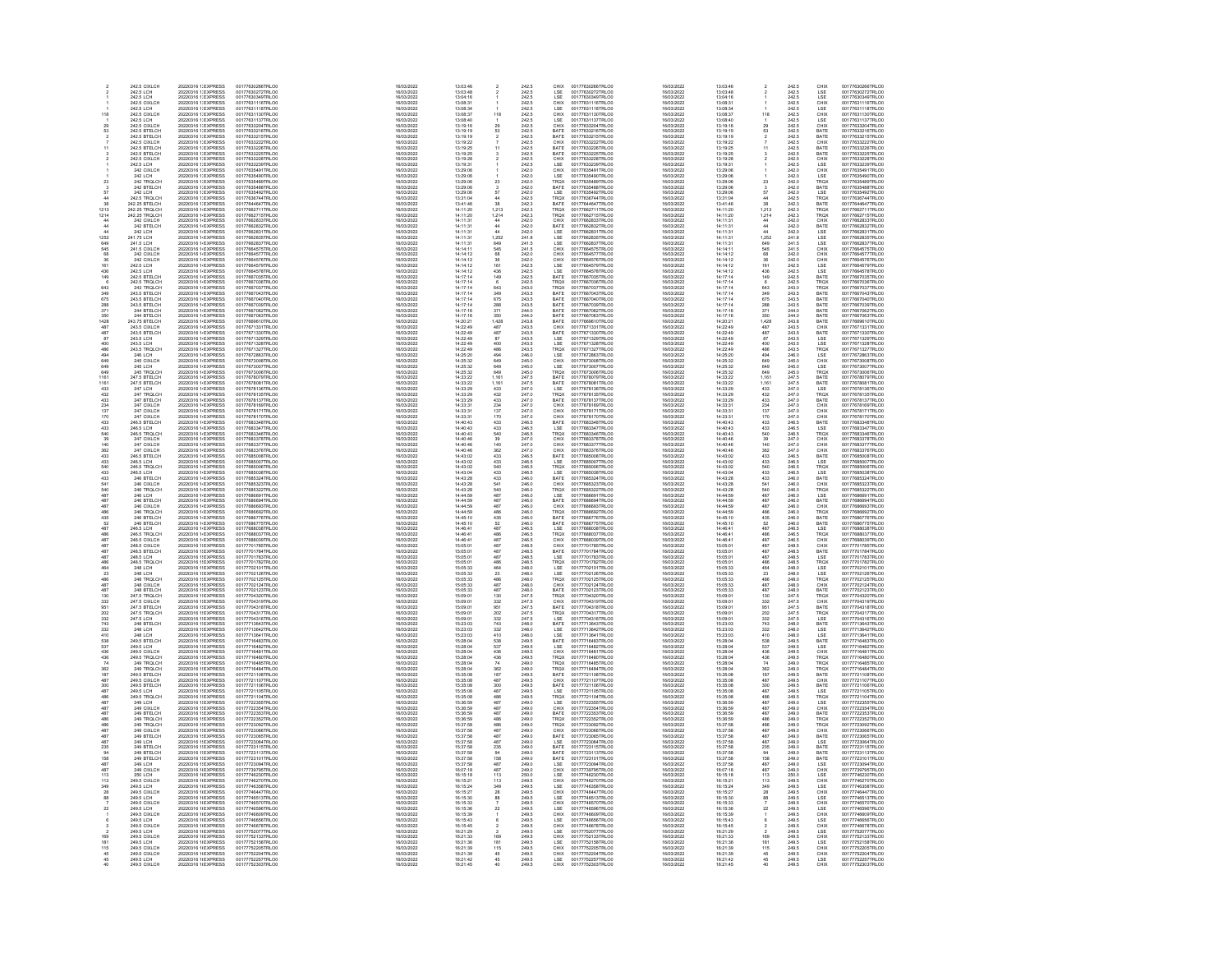| | | | | | | | | | |
|---|---|---|---|---|---|---|---|---|---|
| 2 | 242.5 CHXLCH | 20220316 1 EXPRESS | 00177630266TRLO0 | 16/03/2022 | 13:03:46 | 2 | 242.5 | CHIX | 00177630266TRLO0 |
| 2 | 242.5 LCH | 20220316 1 EXPRESS | 00177630272TRLO0 | 16/03/2022 | 13:03:48 | 2 | 242.5 | LSE | 00177630272TRLO0 |
| 1 | 242.5 LCH | 20220316 1 EXPRESS | 00177630349TRLO0 | 16/03/2022 | 13:04:16 | 1 | 242.5 | LSE | 00177630349TRLO0 |
| 1 | 242.5 CHXLCH | 20220316 1 EXPRESS | 00177631116TRLO0 | 16/03/2022 | 13:08:31 | 1 | 242.5 | CHIX | 00177631116TRLO0 |
| 1 | 242.5 LCH | 20220316 1 EXPRESS | 00177631118TRLO0 | 16/03/2022 | 13:08:34 | 1 | 242.5 | LSE | 00177631118TRLO0 |
| 118 | 242.5 CHXLCH | 20220316 1 EXPRESS | 00177631130TRLO0 | 16/03/2022 | 13:08:37 | 118 | 242.5 | CHIX | 00177631130TRLO0 |
| 1 | 242.5 LCH | 20220316 1 EXPRESS | 00177631137TRLO0 | 16/03/2022 | 13:08:40 | 1 | 242.5 | LSE | 00177631137TRLO0 |
| 29 | 242.5 CHXLCH | 20220316 1 EXPRESS | 00177633204TRLO0 | 16/03/2022 | 13:19:16 | 29 | 242.5 | CHIX | 00177633204TRLO0 |
| 53 | 242.5 BTELCH | 20220316 1 EXPRESS | 00177633216TRLO0 | 16/03/2022 | 13:19:19 | 53 | 242.5 | BATE | 00177633216TRLO0 |
| 2 | 242.5 BTELCH | 20220316 1 EXPRESS | 00177633215TRLO0 | 16/03/2022 | 13:19:19 | 2 | 242.5 | BATE | 00177633215TRLO0 |
| 7 | 242.5 CHXLCH | 20220316 1 EXPRESS | 00177633222TRLO0 | 16/03/2022 | 13:19:22 | 7 | 242.5 | CHIX | 00177633222TRLO0 |
| 11 | 242.5 BTELCH | 20220316 1 EXPRESS | 00177633226TRLO0 | 16/03/2022 | 13:19:25 | 11 | 242.5 | BATE | 00177633226TRLO0 |
| 3 | 242.5 BTELCH | 20220316 1 EXPRESS | 00177633225TRLO0 | 16/03/2022 | 13:19:25 | 3 | 242.5 | BATE | 00177633225TRLO0 |
| 2 | 242.5 CHXLCH | 20220316 1 EXPRESS | 00177633228TRLO0 | 16/03/2022 | 13:19:28 | 2 | 242.5 | CHIX | 00177633228TRLO0 |
| 1 | 242.5 LCH | 20220316 1 EXPRESS | 00177633239TRLO0 | 16/03/2022 | 13:19:31 | 1 | 242.5 | LSE | 00177633239TRLO0 |
| 1 | 242 CHXLCH | 20220316 1 EXPRESS | 00177635491TRLO0 | 16/03/2022 | 13:29:06 | 1 | 242.0 | CHIX | 00177635491TRLO0 |
| 1 | 242 LCH | 20220316 1 EXPRESS | 00177635490TRLO0 | 16/03/2022 | 13:29:06 | 1 | 242.0 | LSE | 00177635490TRLO0 |
| 23 | 242 TRQLCH | 20220316 1 EXPRESS | 00177635489TRLO0 | 16/03/2022 | 13:29:06 | 23 | 242.0 | TRQX | 00177635489TRLO0 |
| 3 | 242 BTELCH | 20220316 1 EXPRESS | 00177635488TRLO0 | 16/03/2022 | 13:29:06 | 3 | 242.0 | BATE | 00177635488TRLO0 |
| 57 | 242 LCH | 20220316 1 EXPRESS | 00177635492TRLO0 | 16/03/2022 | 13:29:06 | 57 | 242.0 | LSE | 00177635492TRLO0 |
| 44 | 242.5 TRQLCH | 20220316 1 EXPRESS | 00177636744TRLO0 | 16/03/2022 | 13:31:04 | 44 | 242.5 | TRQX | 00177636744TRLO0 |
| 38 | 242.25 BTELCH | 20220316 1 EXPRESS | 00177644647TRLO0 | 16/03/2022 | 13:41:46 | 38 | 242.3 | BATE | 00177644647TRLO0 |
| 1213 | 242.25 TRQLCH | 20220316 1 EXPRESS | 00177662711TRLO0 | 16/03/2022 | 14:11:20 | 1,213 | 242.3 | TRQX | 00177662711TRLO0 |
| 1214 | 242.25 TRQLCH | 20220316 1 EXPRESS | 00177662715TRLO0 | 16/03/2022 | 14:11:20 | 1,214 | 242.3 | TRQX | 00177662715TRLO0 |
| 44 | 242 CHXLCH | 20220316 1 EXPRESS | 00177662833TRLO0 | 16/03/2022 | 14:11:31 | 44 | 242.0 | CHIX | 00177662833TRLO0 |
| 44 | 242 BTELCH | 20220316 1 EXPRESS | 00177662832TRLO0 | 16/03/2022 | 14:11:31 | 44 | 242.0 | BATE | 00177662832TRLO0 |
| 44 | 242 LCH | 20220316 1 EXPRESS | 00177662831TRLO0 | 16/03/2022 | 14:11:31 | 44 | 242.0 | LSE | 00177662831TRLO0 |
| 1252 | 241.75 LCH | 20220316 1 EXPRESS | 00177662835TRLO0 | 16/03/2022 | 14:11:31 | 1,252 | 241.8 | LSE | 00177662835TRLO0 |
| 649 | 241.5 LCH | 20220316 1 EXPRESS | 00177662837TRLO0 | 16/03/2022 | 14:11:31 | 649 | 241.5 | LSE | 00177662837TRLO0 |
| 545 | 241.5 CHXLCH | 20220316 1 EXPRESS | 00177664575TRLO0 | 16/03/2022 | 14:14:11 | 545 | 241.5 | CHIX | 00177664575TRLO0 |
| 68 | 242 CHXLCH | 20220316 1 EXPRESS | 00177664577TRLO0 | 16/03/2022 | 14:14:12 | 68 | 242.0 | CHIX | 00177664577TRLO0 |
| 36 | 242 CHXLCH | 20220316 1 EXPRESS | 00177664576TRLO0 | 16/03/2022 | 14:14:12 | 36 | 242.0 | CHIX | 00177664576TRLO0 |
| 161 | 242.5 LCH | 20220316 1 EXPRESS | 00177664579TRLO0 | 16/03/2022 | 14:14:12 | 161 | 242.5 | LSE | 00177664579TRLO0 |
| 436 | 242.5 LCH | 20220316 1 EXPRESS | 00177664578TRLO0 | 16/03/2022 | 14:14:12 | 436 | 242.5 | LSE | 00177664578TRLO0 |
| 149 | 242.5 BTELCH | 20220316 1 EXPRESS | 00177667035TRLO0 | 16/03/2022 | 14:17:14 | 149 | 242.5 | BATE | 00177667035TRLO0 |
| 6 | 242.5 TRQLCH | 20220316 1 EXPRESS | 00177667036TRLO0 | 16/03/2022 | 14:17:14 | 6 | 242.5 | TRQX | 00177667036TRLO0 |
| 643 | 243 TRQLCH | 20220316 1 EXPRESS | 00177667037TRLO0 | 16/03/2022 | 14:17:14 | 643 | 243.0 | TRQX | 00177667037TRLO0 |
| 349 | 243.5 BTELCH | 20220316 1 EXPRESS | 00177667043TRLO0 | 16/03/2022 | 14:17:14 | 349 | 243.5 | BATE | 00177667043TRLO0 |
| 675 | 243.5 BTELCH | 20220316 1 EXPRESS | 00177667040TRLO0 | 16/03/2022 | 14:17:14 | 675 | 243.5 | BATE | 00177667040TRLO0 |
| 288 | 243.5 BTELCH | 20220316 1 EXPRESS | 00177667039TRLO0 | 16/03/2022 | 14:17:14 | 288 | 243.5 | BATE | 00177667039TRLO0 |
| 371 | 244 BTELCH | 20220316 1 EXPRESS | 00177667062TRLO0 | 16/03/2022 | 14:17:16 | 371 | 244.0 | BATE | 00177667062TRLO0 |
| 350 | 244 BTELCH | 20220316 1 EXPRESS | 00177667063TRLO0 | 16/03/2022 | 14:17:16 | 350 | 244.0 | BATE | 00177667063TRLO0 |
| 1428 | 243.75 BTELCH | 20220316 1 EXPRESS | 00177669610TRLO0 | 16/03/2022 | 14:20:21 | 1,428 | 243.8 | BATE | 00177669610TRLO0 |
| 487 | 243.5 CHXLCH | 20220316 1 EXPRESS | 00177671331TRLO0 | 16/03/2022 | 14:22:49 | 487 | 243.5 | CHIX | 00177671331TRLO0 |
| 487 | 243.5 BTELCH | 20220316 1 EXPRESS | 00177671330TRLO0 | 16/03/2022 | 14:22:49 | 487 | 243.5 | BATE | 00177671330TRLO0 |
| 87 | 243.5 LCH | 20220316 1 EXPRESS | 00177671329TRLO0 | 16/03/2022 | 14:22:49 | 87 | 243.5 | LSE | 00177671329TRLO0 |
| 400 | 243.5 LCH | 20220316 1 EXPRESS | 00177671328TRLO0 | 16/03/2022 | 14:22:49 | 400 | 243.5 | LSE | 00177671328TRLO0 |
| 486 | 243.5 TRQLCH | 20220316 1 EXPRESS | 00177671327TRLO0 | 16/03/2022 | 14:22:49 | 486 | 243.5 | TRQX | 00177671327TRLO0 |
| 494 | 246 LCH | 20220316 1 EXPRESS | 00177672863TRLO0 | 16/03/2022 | 14:25:20 | 494 | 246.0 | LSE | 00177672863TRLO0 |
| 649 | 245 CHXLCH | 20220316 1 EXPRESS | 00177673008TRLO0 | 16/03/2022 | 14:25:32 | 649 | 245.0 | CHIX | 00177673008TRLO0 |
| 649 | 245 LCH | 20220316 1 EXPRESS | 00177673007TRLO0 | 16/03/2022 | 14:25:32 | 649 | 245.0 | LSE | 00177673007TRLO0 |
| 649 | 245 TRQLCH | 20220316 1 EXPRESS | 00177673006TRLO0 | 16/03/2022 | 14:25:32 | 649 | 245.0 | TRQX | 00177673006TRLO0 |
| 1161 | 247.5 BTELCH | 20220316 1 EXPRESS | 00177678079TRLO0 | 16/03/2022 | 14:33:22 | 1,161 | 247.5 | BATE | 00177678079TRLO0 |
| 1161 | 247.5 BTELCH | 20220316 1 EXPRESS | 00177678081TRLO0 | 16/03/2022 | 14:33:22 | 1,161 | 247.5 | BATE | 00177678081TRLO0 |
| 433 | 247 LCH | 20220316 1 EXPRESS | 00177678136TRLO0 | 16/03/2022 | 14:33:29 | 433 | 247.0 | LSE | 00177678136TRLO0 |
| 432 | 247 TRQLCH | 20220316 1 EXPRESS | 00177678135TRLO0 | 16/03/2022 | 14:33:29 | 432 | 247.0 | TRQX | 00177678135TRLO0 |
| 433 | 247 BTELCH | 20220316 1 EXPRESS | 00177678137TRLO0 | 16/03/2022 | 14:33:29 | 433 | 247.0 | BATE | 00177678137TRLO0 |
| 234 | 247 CHXLCH | 20220316 1 EXPRESS | 00177678169TRLO0 | 16/03/2022 | 14:33:31 | 234 | 247.0 | CHIX | 00177678169TRLO0 |
| 137 | 247 CHXLCH | 20220316 1 EXPRESS | 00177678171TRLO0 | 16/03/2022 | 14:33:31 | 137 | 247.0 | CHIX | 00177678171TRLO0 |
| 170 | 247 CHXLCH | 20220316 1 EXPRESS | 00177678170TRLO0 | 16/03/2022 | 14:33:31 | 170 | 247.0 | CHIX | 00177678170TRLO0 |
| 433 | 246.5 BTELCH | 20220316 1 EXPRESS | 00177683348TRLO0 | 16/03/2022 | 14:40:43 | 433 | 246.5 | BATE | 00177683348TRLO0 |
| 433 | 246.5 LCH | 20220316 1 EXPRESS | 00177683347TRLO0 | 16/03/2022 | 14:40:43 | 433 | 246.5 | LSE | 00177683347TRLO0 |
| 540 | 246.5 TRQLCH | 20220316 1 EXPRESS | 00177683346TRLO0 | 16/03/2022 | 14:40:43 | 540 | 246.5 | TRQX | 00177683346TRLO0 |
| 39 | 247 CHXLCH | 20220316 1 EXPRESS | 00177683378TRLO0 | 16/03/2022 | 14:40:46 | 39 | 247.0 | CHIX | 00177683378TRLO0 |
| 140 | 247 CHXLCH | 20220316 1 EXPRESS | 00177683377TRLO0 | 16/03/2022 | 14:40:46 | 140 | 247.0 | CHIX | 00177683377TRLO0 |
| 362 | 247 CHXLCH | 20220316 1 EXPRESS | 00177683376TRLO0 | 16/03/2022 | 14:40:46 | 362 | 247.0 | CHIX | 00177683376TRLO0 |
| 433 | 246.5 BTELCH | 20220316 1 EXPRESS | 00177685008TRLO0 | 16/03/2022 | 14:43:02 | 433 | 246.5 | BATE | 00177685008TRLO0 |
| 433 | 246.5 LCH | 20220316 1 EXPRESS | 00177685007TRLO0 | 16/03/2022 | 14:43:02 | 433 | 246.5 | LSE | 00177685007TRLO0 |
| 540 | 246.5 TRQLCH | 20220316 1 EXPRESS | 00177685006TRLO0 | 16/03/2022 | 14:43:02 | 540 | 246.5 | TRQX | 00177685006TRLO0 |
| 433 | 246.5 LCH | 20220316 1 EXPRESS | 00177685038TRLO0 | 16/03/2022 | 14:43:04 | 433 | 246.5 | LSE | 00177685038TRLO0 |
| 433 | 246 BTELCH | 20220316 1 EXPRESS | 00177685324TRLO0 | 16/03/2022 | 14:43:28 | 433 | 246.0 | BATE | 00177685324TRLO0 |
| 541 | 246 CHXLCH | 20220316 1 EXPRESS | 00177685323TRLO0 | 16/03/2022 | 14:43:28 | 541 | 246.0 | CHIX | 00177685323TRLO0 |
| 540 | 246 TRQLCH | 20220316 1 EXPRESS | 00177685322TRLO0 | 16/03/2022 | 14:43:28 | 540 | 246.0 | TRQX | 00177685322TRLO0 |
| 487 | 246 LCH | 20220316 1 EXPRESS | 00177686691TRLO0 | 16/03/2022 | 14:44:59 | 487 | 246.0 | LSE | 00177686691TRLO0 |
| 487 | 246 BTELCH | 20220316 1 EXPRESS | 00177686694TRLO0 | 16/03/2022 | 14:44:59 | 487 | 246.0 | BATE | 00177686694TRLO0 |
| 487 | 246 CHXLCH | 20220316 1 EXPRESS | 00177686693TRLO0 | 16/03/2022 | 14:44:59 | 487 | 246.0 | CHIX | 00177686693TRLO0 |
| 486 | 246 TRQLCH | 20220316 1 EXPRESS | 00177686692TRLO0 | 16/03/2022 | 14:44:59 | 486 | 246.0 | TRQX | 00177686692TRLO0 |
| 435 | 246 BTELCH | 20220316 1 EXPRESS | 00177686776TRLO0 | 16/03/2022 | 14:45:10 | 435 | 246.0 | BATE | 00177686776TRLO0 |
| 52 | 246 BTELCH | 20220316 1 EXPRESS | 00177686775TRLO0 | 16/03/2022 | 14:45:10 | 52 | 246.0 | BATE | 00177686775TRLO0 |
| 487 | 246.5 LCH | 20220316 1 EXPRESS | 00177688038TRLO0 | 16/03/2022 | 14:46:41 | 487 | 246.5 | LSE | 00177688038TRLO0 |
| 486 | 246.5 TRQLCH | 20220316 1 EXPRESS | 00177688037TRLO0 | 16/03/2022 | 14:46:41 | 486 | 246.5 | TRQX | 00177688037TRLO0 |
| 487 | 246.5 CHXLCH | 20220316 1 EXPRESS | 00177688039TRLO0 | 16/03/2022 | 14:46:41 | 487 | 246.5 | CHIX | 00177688039TRLO0 |
| 487 | 248.5 CHXLCH | 20220316 1 EXPRESS | 00177701785TRLO0 | 16/03/2022 | 15:05:01 | 487 | 248.5 | CHIX | 00177701785TRLO0 |
| 487 | 248.5 BTELCH | 20220316 1 EXPRESS | 00177701784TRLO0 | 16/03/2022 | 15:05:01 | 487 | 248.5 | BATE | 00177701784TRLO0 |
| 487 | 248.5 LCH | 20220316 1 EXPRESS | 00177701783TRLO0 | 16/03/2022 | 15:05:01 | 487 | 248.5 | LSE | 00177701783TRLO0 |
| 486 | 248.5 TRQLCH | 20220316 1 EXPRESS | 00177701782TRLO0 | 16/03/2022 | 15:05:01 | 486 | 248.5 | TRQX | 00177701782TRLO0 |
| 464 | 248 LCH | 20220316 1 EXPRESS | 00177702101TRLO0 | 16/03/2022 | 15:05:33 | 464 | 248.0 | LSE | 00177702101TRLO0 |
| 23 | 248 LCH | 20220316 1 EXPRESS | 00177702126TRLO0 | 16/03/2022 | 15:05:33 | 23 | 248.0 | LSE | 00177702126TRLO0 |
| 486 | 248 TRQLCH | 20220316 1 EXPRESS | 00177702125TRLO0 | 16/03/2022 | 15:05:33 | 486 | 248.0 | TRQX | 00177702125TRLO0 |
| 487 | 248 CHXLCH | 20220316 1 EXPRESS | 00177702124TRLO0 | 16/03/2022 | 15:05:33 | 487 | 248.0 | CHIX | 00177702124TRLO0 |
| 487 | 248 BTELCH | 20220316 1 EXPRESS | 00177702123TRLO0 | 16/03/2022 | 15:05:33 | 487 | 248.0 | BATE | 00177702123TRLO0 |
| 130 | 247.5 TRQLCH | 20220316 1 EXPRESS | 00177704320TRLO0 | 16/03/2022 | 15:09:01 | 130 | 247.5 | TRQX | 00177704320TRLO0 |
| 332 | 247.5 CHXLCH | 20220316 1 EXPRESS | 00177704319TRLO0 | 16/03/2022 | 15:09:01 | 332 | 247.5 | CHIX | 00177704319TRLO0 |
| 951 | 247.5 BTELCH | 20220316 1 EXPRESS | 00177704318TRLO0 | 16/03/2022 | 15:09:01 | 951 | 247.5 | BATE | 00177704318TRLO0 |
| 202 | 247.5 TRQLCH | 20220316 1 EXPRESS | 00177704317TRLO0 | 16/03/2022 | 15:09:01 | 202 | 247.5 | TRQX | 00177704317TRLO0 |
| 332 | 247.5 LCH | 20220316 1 EXPRESS | 00177704316TRLO0 | 16/03/2022 | 15:09:01 | 332 | 247.5 | LSE | 00177704316TRLO0 |
| 743 | 248 BTELCH | 20220316 1 EXPRESS | 00177713643TRLO0 | 16/03/2022 | 15:23:03 | 743 | 248.0 | BATE | 00177713643TRLO0 |
| 332 | 248 LCH | 20220316 1 EXPRESS | 00177713642TRLO0 | 16/03/2022 | 15:23:03 | 332 | 248.0 | LSE | 00177713642TRLO0 |
| 410 | 248 LCH | 20220316 1 EXPRESS | 00177713641TRLO0 | 16/03/2022 | 15:23:03 | 410 | 248.0 | LSE | 00177713641TRLO0 |
| 538 | 249.5 BTELCH | 20220316 1 EXPRESS | 00177716483TRLO0 | 16/03/2022 | 15:28:04 | 538 | 249.5 | BATE | 00177716483TRLO0 |
| 537 | 249.5 LCH | 20220316 1 EXPRESS | 00177716482TRLO0 | 16/03/2022 | 15:28:04 | 537 | 249.5 | LSE | 00177716482TRLO0 |
| 436 | 249.5 CHXLCH | 20220316 1 EXPRESS | 00177716481TRLO0 | 16/03/2022 | 15:28:04 | 436 | 249.5 | CHIX | 00177716481TRLO0 |
| 436 | 249.5 TRQLCH | 20220316 1 EXPRESS | 00177716480TRLO0 | 16/03/2022 | 15:28:04 | 436 | 249.5 | TRQX | 00177716480TRLO0 |
| 74 | 249 TRQLCH | 20220316 1 EXPRESS | 00177716485TRLO0 | 16/03/2022 | 15:28:04 | 74 | 249.0 | TRQX | 00177716485TRLO0 |
| 362 | 249 TRQLCH | 20220316 1 EXPRESS | 00177716484TRLO0 | 16/03/2022 | 15:28:04 | 362 | 249.0 | TRQX | 00177716484TRLO0 |
| 187 | 249.5 BTELCH | 20220316 1 EXPRESS | 00177721108TRLO0 | 16/03/2022 | 15:35:08 | 187 | 249.5 | BATE | 00177721108TRLO0 |
| 487 | 249.5 CHXLCH | 20220316 1 EXPRESS | 00177721107TRLO0 | 16/03/2022 | 15:35:08 | 487 | 249.5 | CHIX | 00177721107TRLO0 |
| 300 | 249.5 BTELCH | 20220316 1 EXPRESS | 00177721106TRLO0 | 16/03/2022 | 15:35:08 | 300 | 249.5 | BATE | 00177721106TRLO0 |
| 487 | 249.5 LCH | 20220316 1 EXPRESS | 00177721105TRLO0 | 16/03/2022 | 15:35:08 | 487 | 249.5 | LSE | 00177721105TRLO0 |
| 486 | 249.5 TRQLCH | 20220316 1 EXPRESS | 00177721104TRLO0 | 16/03/2022 | 15:35:08 | 486 | 249.5 | TRQX | 00177721104TRLO0 |
| 487 | 249 LCH | 20220316 1 EXPRESS | 00177722355TRLO0 | 16/03/2022 | 15:36:59 | 487 | 249.0 | LSE | 00177722355TRLO0 |
| 487 | 249 CHXLCH | 20220316 1 EXPRESS | 00177722354TRLO0 | 16/03/2022 | 15:36:59 | 487 | 249.0 | CHIX | 00177722354TRLO0 |
| 487 | 249 BTELCH | 20220316 1 EXPRESS | 00177722353TRLO0 | 16/03/2022 | 15:36:59 | 487 | 249.0 | BATE | 00177722353TRLO0 |
| 486 | 249 TRQLCH | 20220316 1 EXPRESS | 00177722352TRLO0 | 16/03/2022 | 15:36:59 | 486 | 249.0 | TRQX | 00177722352TRLO0 |
| 486 | 249 TRQLCH | 20220316 1 EXPRESS | 00177723092TRLO0 | 16/03/2022 | 15:37:58 | 486 | 249.0 | TRQX | 00177723092TRLO0 |
| 487 | 249 CHXLCH | 20220316 1 EXPRESS | 00177723066TRLO0 | 16/03/2022 | 15:37:58 | 487 | 249.0 | CHIX | 00177723066TRLO0 |
| 487 | 249 BTELCH | 20220316 1 EXPRESS | 00177723065TRLO0 | 16/03/2022 | 15:37:58 | 487 | 249.0 | BATE | 00177723065TRLO0 |
| 487 | 249 LCH | 20220316 1 EXPRESS | 00177723064TRLO0 | 16/03/2022 | 15:37:58 | 487 | 249.0 | LSE | 00177723064TRLO0 |
| 235 | 249 BTELCH | 20220316 1 EXPRESS | 00177723115TRLO0 | 16/03/2022 | 15:37:58 | 235 | 249.0 | BATE | 00177723115TRLO0 |
| 94 | 249 BTELCH | 20220316 1 EXPRESS | 00177723113TRLO0 | 16/03/2022 | 15:37:58 | 94 | 249.0 | BATE | 00177723113TRLO0 |
| 158 | 249 BTELCH | 20220316 1 EXPRESS | 00177723101TRLO0 | 16/03/2022 | 15:37:58 | 158 | 249.0 | BATE | 00177723101TRLO0 |
| 487 | 249 LCH | 20220316 1 EXPRESS | 00177723094TRLO0 | 16/03/2022 | 15:37:58 | 487 | 249.0 | LSE | 00177723094TRLO0 |
| 487 | 249 CHXLCH | 20220316 1 EXPRESS | 00177739795TRLO0 | 16/03/2022 | 16:07:18 | 487 | 249.0 | CHIX | 00177739795TRLO0 |
| 113 | 250 LCH | 20220316 1 EXPRESS | 00177746230TRLO0 | 16/03/2022 | 16:15:18 | 113 | 250.0 | LSE | 00177746230TRLO0 |
| 113 | 249.5 CHXLCH | 20220316 1 EXPRESS | 00177746270TRLO0 | 16/03/2022 | 16:15:21 | 113 | 249.5 | CHIX | 00177746270TRLO0 |
| 349 | 249.5 LCH | 20220316 1 EXPRESS | 00177746358TRLO0 | 16/03/2022 | 16:15:24 | 349 | 249.5 | LSE | 00177746358TRLO0 |
| 28 | 249.5 CHXLCH | 20220316 1 EXPRESS | 00177746447TRLO0 | 16/03/2022 | 16:15:27 | 28 | 249.5 | CHIX | 00177746447TRLO0 |
| 88 | 249.5 LCH | 20220316 1 EXPRESS | 00177746513TRLO0 | 16/03/2022 | 16:15:30 | 88 | 249.5 | LSE | 00177746513TRLO0 |
| 7 | 249.5 CHXLCH | 20220316 1 EXPRESS | 00177746570TRLO0 | 16/03/2022 | 16:15:33 | 7 | 249.5 | CHIX | 00177746570TRLO0 |
| 22 | 249.5 LCH | 20220316 1 EXPRESS | 00177746596TRLO0 | 16/03/2022 | 16:15:36 | 22 | 249.5 | LSE | 00177746596TRLO0 |
| 1 | 249.5 CHXLCH | 20220316 1 EXPRESS | 00177746609TRLO0 | 16/03/2022 | 16:15:39 | 1 | 249.5 | CHIX | 00177746609TRLO0 |
| 6 | 249.5 LCH | 20220316 1 EXPRESS | 00177746656TRLO0 | 16/03/2022 | 16:15:43 | 6 | 249.5 | LSE | 00177746656TRLO0 |
| 2 | 249.5 CHXLCH | 20220316 1 EXPRESS | 00177746678TRLO0 | 16/03/2022 | 16:15:45 | 2 | 249.5 | CHIX | 00177746678TRLO0 |
| 2 | 249.5 LCH | 20220316 1 EXPRESS | 00177752077TRLO0 | 16/03/2022 | 16:21:29 | 2 | 249.5 | LSE | 00177752077TRLO0 |
| 169 | 249.5 CHXLCH | 20220316 1 EXPRESS | 00177752133TRLO0 | 16/03/2022 | 16:21:33 | 169 | 249.5 | CHIX | 00177752133TRLO0 |
| 181 | 249.5 LCH | 20220316 1 EXPRESS | 00177752158TRLO0 | 16/03/2022 | 16:21:36 | 181 | 249.5 | LSE | 00177752158TRLO0 |
| 115 | 249.5 CHXLCH | 20220316 1 EXPRESS | 00177752205TRLO0 | 16/03/2022 | 16:21:39 | 115 | 249.5 | CHIX | 00177752205TRLO0 |
| 45 | 249.5 CHXLCH | 20220316 1 EXPRESS | 00177752204TRLO0 | 16/03/2022 | 16:21:39 | 45 | 249.5 | CHIX | 00177752204TRLO0 |
| 45 | 249.5 LCH | 20220316 1 EXPRESS | 00177752257TRLO0 | 16/03/2022 | 16:21:42 | 45 | 249.5 | LSE | 00177752257TRLO0 |
| 40 | 249.5 CHXLCH | 20220316 1 EXPRESS | 00177752303TRLO0 | 16/03/2022 | 16:21:45 | 40 | 249.5 | CHIX | 00177752303TRLO0 |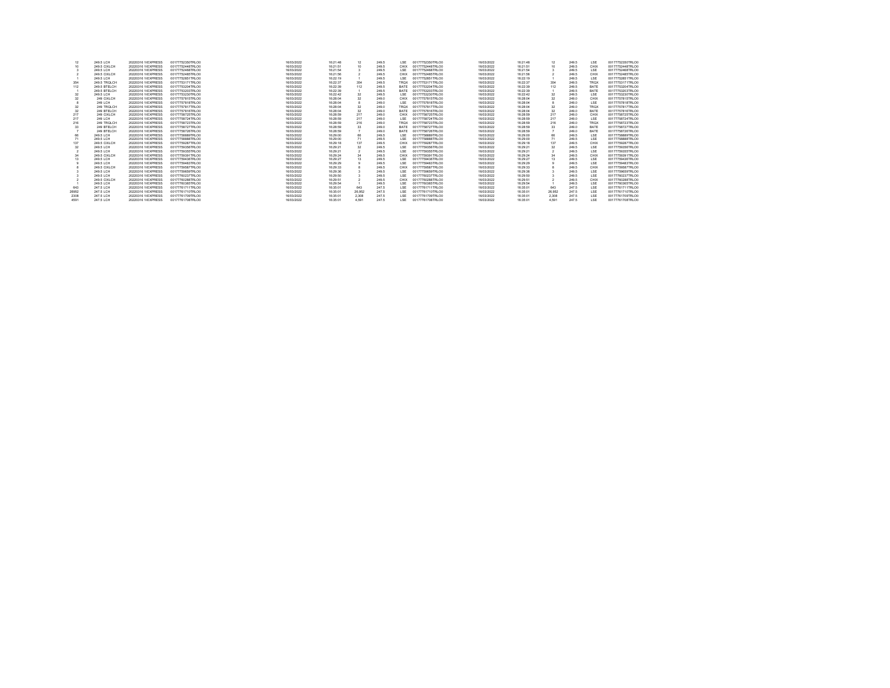| | | | | | | | | | | | | | | | |
|---|---|---|---|---|---|---|---|---|---|---|---|---|---|---|---|
| 12 | 249.5 LCH | 20220316 IIEXPRESS | 00177752350TRLO0 | 16/03/2022 | 16:21:48 | 12 | 249.5 | LSE | 00177752350TRLO0 | 16/03/2022 | 16:21:48 | 12 | 249.5 | LSE | 00177752350TRLO0 |
| 10 | 249.5 CXLCH | 20220316 IIEXPRESS | 00177752448TRLO0 | 16/03/2022 | 16:21:51 | 10 | 249.5 | CHIX | 00177752448TRLO0 | 16/03/2022 | 16:21:51 | 10 | 249.5 | CHIX | 00177752448TRLO0 |
| 3 | 249.5 LCH | 20220316 IIEXPRESS | 00177752468TRLO0 | 16/03/2022 | 16:21:54 | 3 | 249.5 | LSE | 00177752468TRLO0 | 16/03/2022 | 16:21:54 | 3 | 249.5 | LSE | 00177752468TRLO0 |
| 2 | 249.5 CXLCH | 20220316 IIEXPRESS | 00177752465TRLO0 | 16/03/2022 | 16:21:56 | 2 | 249.5 | CHIX | 00177752465TRLO0 | 16/03/2022 | 16:21:56 | 2 | 249.5 | CHIX | 00177752465TRLO0 |
| 1 | 249.5 LCH | 20220316 IIEXPRESS | 00177752851TRLO0 | 16/03/2022 | 16:22:19 | 1 | 249.5 | LSE | 00177752851TRLO0 | 16/03/2022 | 16:22:19 | 1 | 249.5 | LSE | 00177752851TRLO0 |
| 354 | 249.5 TRQLCH | 20220316 IIEXPRESS | 00177753171TRLO0 | 16/03/2022 | 16:22:37 | 354 | 249.5 | TRQX | 00177753171TRLO0 | 16/03/2022 | 16:22:37 | 354 | 249.5 | TRQX | 00177753171TRLO0 |
| 112 | 249.5 BTELCH | 20220316 IIEXPRESS | 00177753204TRLO0 | 16/03/2022 | 16:22:39 | 112 | 249.5 | BATE | 00177753204TRLO0 | 16/03/2022 | 16:22:39 | 112 | 249.5 | BATE | 00177753204TRLO0 |
| 1 | 249.5 BTELCH | 20220316 IIEXPRESS | 00177753203TRLO0 | 16/03/2022 | 16:22:39 | 1 | 249.5 | BATE | 00177753203TRLO0 | 16/03/2022 | 16:22:39 | 1 | 249.5 | BATE | 00177753203TRLO0 |
| 32 | 249.5 LCH | 20220316 IIEXPRESS | 00177753230TRLO0 | 16/03/2022 | 16:22:42 | 32 | 249.5 | LSE | 00177753230TRLO0 | 16/03/2022 | 16:22:42 | 32 | 249.5 | LSE | 00177753230TRLO0 |
| 32 | 249 CXLCH | 20220316 IIEXPRESS | 00177757815TRLO0 | 16/03/2022 | 16:28:04 | 32 | 249.0 | CHIX | 00177757815TRLO0 | 16/03/2022 | 16:28:04 | 32 | 249.0 | CHIX | 00177757815TRLO0 |
| 8 | 249 LCH | 20220316 IIEXPRESS | 00177757818TRLO0 | 16/03/2022 | 16:28:04 | 8 | 249.0 | LSE | 00177757818TRLO0 | 16/03/2022 | 16:28:04 | 8 | 249.0 | LSE | 00177757818TRLO0 |
| 32 | 249 TRQLCH | 20220316 IIEXPRESS | 00177757817TRLO0 | 16/03/2022 | 16:28:04 | 32 | 249.0 | TRQX | 00177757817TRLO0 | 16/03/2022 | 16:28:04 | 32 | 249.0 | TRQX | 00177757817TRLO0 |
| 32 | 249 BTELCH | 20220316 IIEXPRESS | 00177757816TRLO0 | 16/03/2022 | 16:28:04 | 32 | 249.0 | BATE | 00177757816TRLO0 | 16/03/2022 | 16:28:04 | 32 | 249.0 | BATE | 00177757816TRLO0 |
| 217 | 249 CXLCH | 20220316 IIEXPRESS | 00177758725TRLO0 | 16/03/2022 | 16:28:59 | 217 | 249.0 | CHIX | 00177758725TRLO0 | 16/03/2022 | 16:28:59 | 217 | 249.0 | CHIX | 00177758725TRLO0 |
| 217 | 249 LCH | 20220316 IIEXPRESS | 00177758724TRLO0 | 16/03/2022 | 16:28:59 | 217 | 249.0 | LSE | 00177758724TRLO0 | 16/03/2022 | 16:28:59 | 217 | 249.0 | LSE | 00177758724TRLO0 |
| 216 | 249 TRQLCH | 20220316 IIEXPRESS | 00177758723TRLO0 | 16/03/2022 | 16:28:59 | 216 | 249.0 | TRQX | 00177758723TRLO0 | 16/03/2022 | 16:28:59 | 216 | 249.0 | TRQX | 00177758723TRLO0 |
| 33 | 249 BTELCH | 20220316 IIEXPRESS | 00177758727TRLO0 | 16/03/2022 | 16:28:59 | 33 | 249.0 | BATE | 00177758727TRLO0 | 16/03/2022 | 16:28:59 | 33 | 249.0 | BATE | 00177758727TRLO0 |
| 7 | 249 BTELCH | 20220316 IIEXPRESS | 00177758726TRLO0 | 16/03/2022 | 16:28:59 | 7 | 249.0 | BATE | 00177758726TRLO0 | 16/03/2022 | 16:28:59 | 7 | 249.0 | BATE | 00177758726TRLO0 |
| 66 | 249.5 LCH | 20220316 IIEXPRESS | 00177758869TRLO0 | 16/03/2022 | 16:29:00 | 66 | 249.5 | LSE | 00177758869TRLO0 | 16/03/2022 | 16:29:00 | 66 | 249.5 | LSE | 00177758869TRLO0 |
| 71 | 249.5 LCH | 20220316 IIEXPRESS | 00177758868TRLO0 | 16/03/2022 | 16:29:00 | 71 | 249.5 | LSE | 00177758868TRLO0 | 16/03/2022 | 16:29:00 | 71 | 249.5 | LSE | 00177758868TRLO0 |
| 137 | 249.5 CXLCH | 20220316 IIEXPRESS | 00177759287TRLO0 | 16/03/2022 | 16:29:18 | 137 | 249.5 | CHIX | 00177759287TRLO0 | 16/03/2022 | 16:29:18 | 137 | 249.5 | CHIX | 00177759287TRLO0 |
| 32 | 249.5 LCH | 20220316 IIEXPRESS | 00177759356TRLO0 | 16/03/2022 | 16:29:21 | 32 | 249.5 | LSE | 00177759356TRLO0 | 16/03/2022 | 16:29:21 | 32 | 249.5 | LSE | 00177759356TRLO0 |
| 2 | 249.5 LCH | 20220316 IIEXPRESS | 00177759355TRLO0 | 16/03/2022 | 16:29:21 | 2 | 249.5 | LSE | 00177759355TRLO0 | 16/03/2022 | 16:29:21 | 2 | 249.5 | LSE | 00177759355TRLO0 |
| 34 | 249.5 CXLCH | 20220316 IIEXPRESS | 00177759391TRLO0 | 16/03/2022 | 16:29:24 | 34 | 249.5 | CHIX | 00177759391TRLO0 | 16/03/2022 | 16:29:24 | 34 | 249.5 | CHIX | 00177759391TRLO0 |
| 13 | 249.5 LCH | 20220316 IIEXPRESS | 00177759436TRLO0 | 16/03/2022 | 16:29:27 | 13 | 249.5 | LSE | 00177759436TRLO0 | 16/03/2022 | 16:29:27 | 13 | 249.5 | LSE | 00177759436TRLO0 |
| 9 | 249.5 LCH | 20220316 IIEXPRESS | 00177759483TRLO0 | 16/03/2022 | 16:29:29 | 9 | 249.5 | LSE | 00177759483TRLO0 | 16/03/2022 | 16:29:29 | 9 | 249.5 | LSE | 00177759483TRLO0 |
| 8 | 249.5 CXLCH | 20220316 IIEXPRESS | 00177759587TRLO0 | 16/03/2022 | 16:29:33 | 8 | 249.5 | CHIX | 00177759587TRLO0 | 16/03/2022 | 16:29:33 | 8 | 249.5 | CHIX | 00177759587TRLO0 |
| 3 | 249.5 LCH | 20220316 IIEXPRESS | 00177759659TRLO0 | 16/03/2022 | 16:29:36 | 3 | 249.5 | LSE | 00177759659TRLO0 | 16/03/2022 | 16:29:36 | 3 | 249.5 | LSE | 00177759659TRLO0 |
| 3 | 249.5 LCH | 20220316 IIEXPRESS | 00177760237TRLO0 | 16/03/2022 | 16:29:50 | 3 | 249.5 | LSE | 00177760237TRLO0 | 16/03/2022 | 16:29:50 | 3 | 249.5 | LSE | 00177760237TRLO0 |
| 2 | 249.5 CXLCH | 20220316 IIEXPRESS | 00177760288TRLO0 | 16/03/2022 | 16:29:51 | 2 | 249.5 | CHIX | 00177760288TRLO0 | 16/03/2022 | 16:29:51 | 2 | 249.5 | CHIX | 00177760288TRLO0 |
| 1 | 249.5 LCH | 20220316 IIEXPRESS | 00177760365TRLO0 | 16/03/2022 | 16:29:54 | 1 | 249.5 | LSE | 00177760365TRLO0 | 16/03/2022 | 16:29:54 | 1 | 249.5 | LSE | 00177760365TRLO0 |
| 643 | 247.5 LCH | 20220316 IIEXPRESS | 00177761711TRLO0 | 16/03/2022 | 16:35:01 | 643 | 247.5 | LSE | 00177761711TRLO0 | 16/03/2022 | 16:35:01 | 643 | 247.5 | LSE | 00177761711TRLO0 |
| 26952 | 247.5 LCH | 20220316 IIEXPRESS | 00177761710TRLO0 | 16/03/2022 | 16:35:01 | 26,952 | 247.5 | LSE | 00177761710TRLO0 | 16/03/2022 | 16:35:01 | 26,952 | 247.5 | LSE | 00177761710TRLO0 |
| 2308 | 247.5 LCH | 20220316 IIEXPRESS | 00177761709TRLO0 | 16/03/2022 | 16:35:01 | 2,308 | 247.5 | LSE | 00177761709TRLO0 | 16/03/2022 | 16:35:01 | 2,308 | 247.5 | LSE | 00177761709TRLO0 |
| 4591 | 247.5 LCH | 20220316 IIEXPRESS | 00177761708TRLO0 | 16/03/2022 | 16:35:01 | 4,591 | 247.5 | LSE | 00177761708TRLO0 | 16/03/2022 | 16:35:01 | 4,591 | 247.5 | LSE | 00177761708TRLO0 |